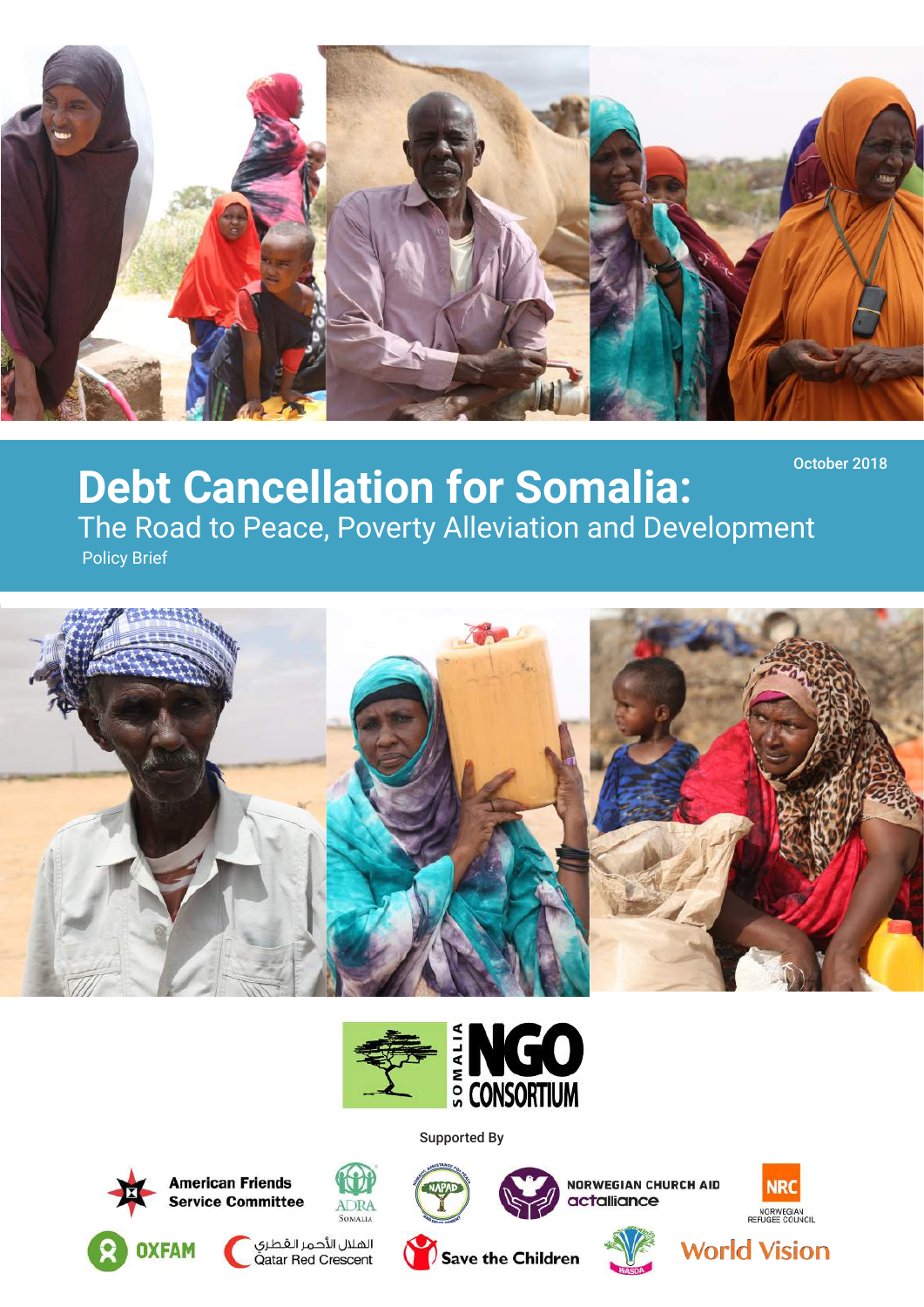October 2018

# Debt Cancellation for Somalia:

## The Road to Peace, Poverty Alleviation and Development

Policy Brief

SOMALIA NGO CONSORTIUM

Supported By

American Friends Service Committee

ADRA Somalia

NAPAD

NORWEGIAN CHURCH AID actalliance

NRC NORWEGIAN REFUGEE COUNCIL

OXFAM

الهلال الأحمر القطري Qatar Red Crescent

Save the Children

WASDA

World Vision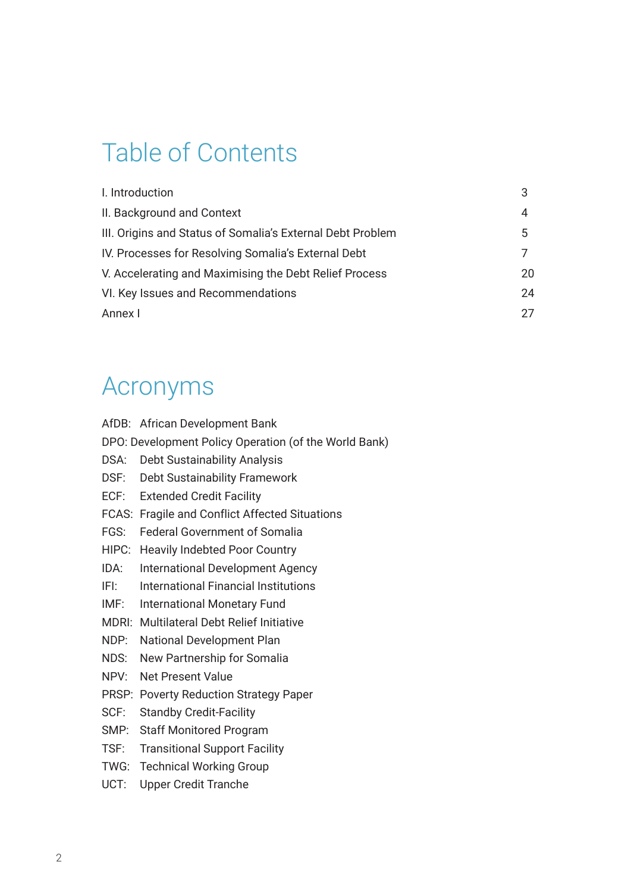# Table of Contents

| | |
|---|---|
| I. Introduction | 3 |
| II. Background and Context | 4 |
| III. Origins and Status of Somalia's External Debt Problem | 5 |
| IV. Processes for Resolving Somalia's External Debt | 7 |
| V. Accelerating and Maximising the Debt Relief Process | 20 |
| VI. Key Issues and Recommendations | 24 |
| Annex I | 27 |

# Acronyms

AfDB: African Development Bank
DPO: Development Policy Operation (of the World Bank)
DSA: Debt Sustainability Analysis
DSF: Debt Sustainability Framework
ECF: Extended Credit Facility
FCAS: Fragile and Conflict Affected Situations
FGS: Federal Government of Somalia
HIPC: Heavily Indebted Poor Country
IDA: International Development Agency
IFI: International Financial Institutions
IMF: International Monetary Fund
MDRI: Multilateral Debt Relief Initiative
NDP: National Development Plan
NDS: New Partnership for Somalia
NPV: Net Present Value
PRSP: Poverty Reduction Strategy Paper
SCF: Standby Credit-Facility
SMP: Staff Monitored Program
TSF: Transitional Support Facility
TWG: Technical Working Group
UCT: Upper Credit Tranche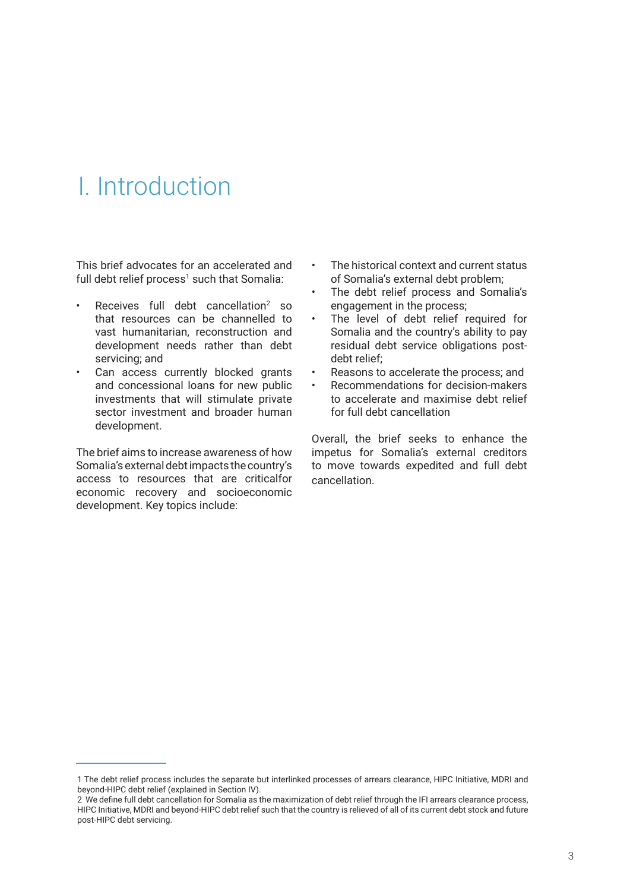# I. Introduction

This brief advocates for an accelerated and full debt relief process[1] such that Somalia:

- Receives full debt cancellation[2] so that resources can be channelled to vast humanitarian, reconstruction and development needs rather than debt servicing; and
- Can access currently blocked grants and concessional loans for new public investments that will stimulate private sector investment and broader human development.

The brief aims to increase awareness of how Somalia's external debt impacts the country's access to resources that are criticalfor economic recovery and socioeconomic development. Key topics include:

- The historical context and current status of Somalia's external debt problem;
- The debt relief process and Somalia's engagement in the process;
- The level of debt relief required for Somalia and the country's ability to pay residual debt service obligations post-debt relief;
- Reasons to accelerate the process; and
- Recommendations for decision-makers to accelerate and maximise debt relief for full debt cancellation

Overall, the brief seeks to enhance the impetus for Somalia's external creditors to move towards expedited and full debt cancellation.

---

1 The debt relief process includes the separate but interlinked processes of arrears clearance, HIPC Initiative, MDRI and beyond-HIPC debt relief (explained in Section IV).

2 We define full debt cancellation for Somalia as the maximization of debt relief through the IFI arrears clearance process, HIPC Initiative, MDRI and beyond-HIPC debt relief such that the country is relieved of all of its current debt stock and future post-HIPC debt servicing.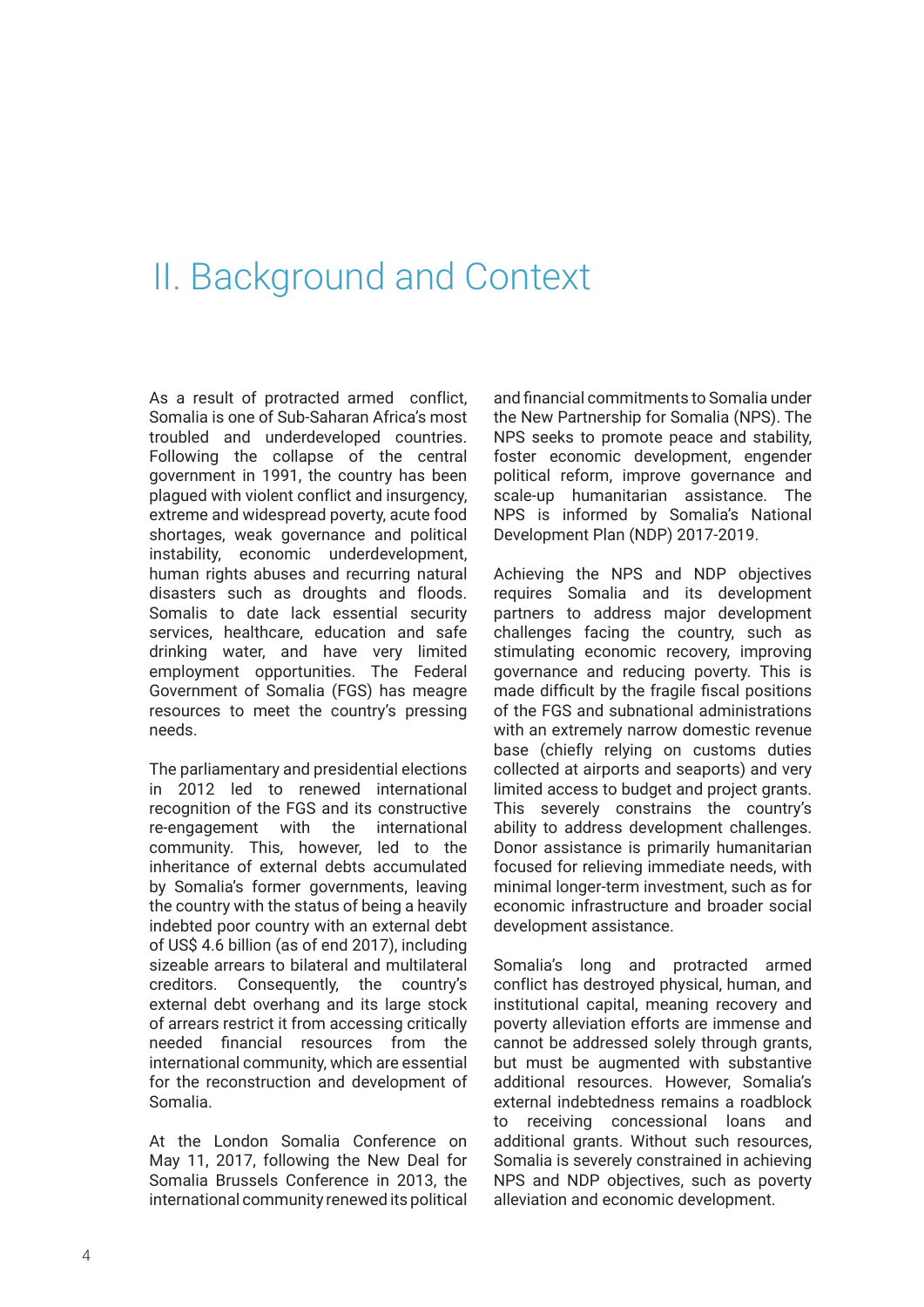# II. Background and Context

As a result of protracted armed conflict, Somalia is one of Sub-Saharan Africa's most troubled and underdeveloped countries. Following the collapse of the central government in 1991, the country has been plagued with violent conflict and insurgency, extreme and widespread poverty, acute food shortages, weak governance and political instability, economic underdevelopment, human rights abuses and recurring natural disasters such as droughts and floods. Somalis to date lack essential security services, healthcare, education and safe drinking water, and have very limited employment opportunities. The Federal Government of Somalia (FGS) has meagre resources to meet the country's pressing needs.

The parliamentary and presidential elections in 2012 led to renewed international recognition of the FGS and its constructive re-engagement with the international community. This, however, led to the inheritance of external debts accumulated by Somalia's former governments, leaving the country with the status of being a heavily indebted poor country with an external debt of US$ 4.6 billion (as of end 2017), including sizeable arrears to bilateral and multilateral creditors. Consequently, the country's external debt overhang and its large stock of arrears restrict it from accessing critically needed financial resources from the international community, which are essential for the reconstruction and development of Somalia.

At the London Somalia Conference on May 11, 2017, following the New Deal for Somalia Brussels Conference in 2013, the international community renewed its political and financial commitments to Somalia under the New Partnership for Somalia (NPS). The NPS seeks to promote peace and stability, foster economic development, engender political reform, improve governance and scale-up humanitarian assistance. The NPS is informed by Somalia's National Development Plan (NDP) 2017-2019.

Achieving the NPS and NDP objectives requires Somalia and its development partners to address major development challenges facing the country, such as stimulating economic recovery, improving governance and reducing poverty. This is made difficult by the fragile fiscal positions of the FGS and subnational administrations with an extremely narrow domestic revenue base (chiefly relying on customs duties collected at airports and seaports) and very limited access to budget and project grants. This severely constrains the country's ability to address development challenges. Donor assistance is primarily humanitarian focused for relieving immediate needs, with minimal longer-term investment, such as for economic infrastructure and broader social development assistance.

Somalia's long and protracted armed conflict has destroyed physical, human, and institutional capital, meaning recovery and poverty alleviation efforts are immense and cannot be addressed solely through grants, but must be augmented with substantive additional resources. However, Somalia's external indebtedness remains a roadblock to receiving concessional loans and additional grants. Without such resources, Somalia is severely constrained in achieving NPS and NDP objectives, such as poverty alleviation and economic development.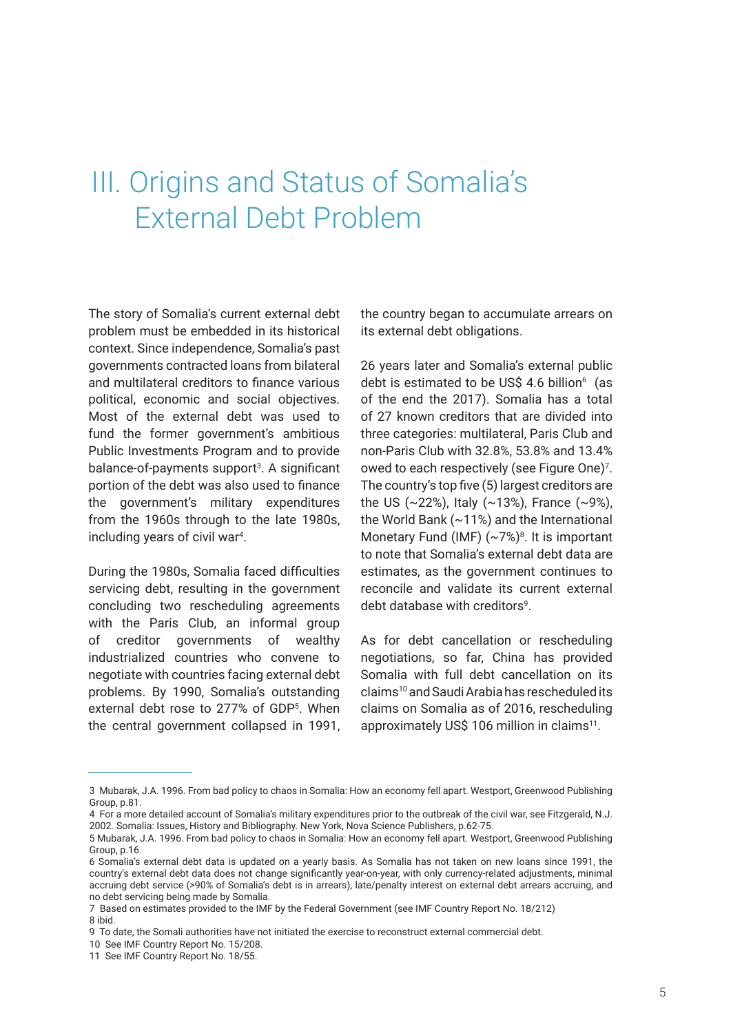# III. Origins and Status of Somalia's External Debt Problem

The story of Somalia's current external debt problem must be embedded in its historical context. Since independence, Somalia's past governments contracted loans from bilateral and multilateral creditors to finance various political, economic and social objectives. Most of the external debt was used to fund the former government's ambitious Public Investments Program and to provide balance-of-payments support[3]. A significant portion of the debt was also used to finance the government's military expenditures from the 1960s through to the late 1980s, including years of civil war[4].

During the 1980s, Somalia faced difficulties servicing debt, resulting in the government concluding two rescheduling agreements with the Paris Club, an informal group of creditor governments of wealthy industrialized countries who convene to negotiate with countries facing external debt problems. By 1990, Somalia's outstanding external debt rose to 277% of GDP[5]. When the central government collapsed in 1991, the country began to accumulate arrears on its external debt obligations.

26 years later and Somalia's external public debt is estimated to be US$ 4.6 billion[6] (as of the end the 2017). Somalia has a total of 27 known creditors that are divided into three categories: multilateral, Paris Club and non-Paris Club with 32.8%, 53.8% and 13.4% owed to each respectively (see Figure One)[7]. The country's top five (5) largest creditors are the US (~22%), Italy (~13%), France (~9%), the World Bank (~11%) and the International Monetary Fund (IMF) (~7%)[8]. It is important to note that Somalia's external debt data are estimates, as the government continues to reconcile and validate its current external debt database with creditors[9].

As for debt cancellation or rescheduling negotiations, so far, China has provided Somalia with full debt cancellation on its claims[10] and Saudi Arabia has rescheduled its claims on Somalia as of 2016, rescheduling approximately US$ 106 million in claims[11].

---

3 Mubarak, J.A. 1996. From bad policy to chaos in Somalia: How an economy fell apart. Westport, Greenwood Publishing Group, p.81.

4 For a more detailed account of Somalia's military expenditures prior to the outbreak of the civil war, see Fitzgerald, N.J. 2002. Somalia: Issues, History and Bibliography. New York, Nova Science Publishers, p.62-75.

5 Mubarak, J.A. 1996. From bad policy to chaos in Somalia: How an economy fell apart. Westport, Greenwood Publishing Group, p.16.

6 Somalia's external debt data is updated on a yearly basis. As Somalia has not taken on new loans since 1991, the country's external debt data does not change significantly year-on-year, with only currency-related adjustments, minimal accruing debt service (>90% of Somalia's debt is in arrears), late/penalty interest on external debt arrears accruing, and no debt servicing being made by Somalia.

7 Based on estimates provided to the IMF by the Federal Government (see IMF Country Report No. 18/212)

8 ibid.

9 To date, the Somali authorities have not initiated the exercise to reconstruct external commercial debt.

10 See IMF Country Report No. 15/208.

11 See IMF Country Report No. 18/55.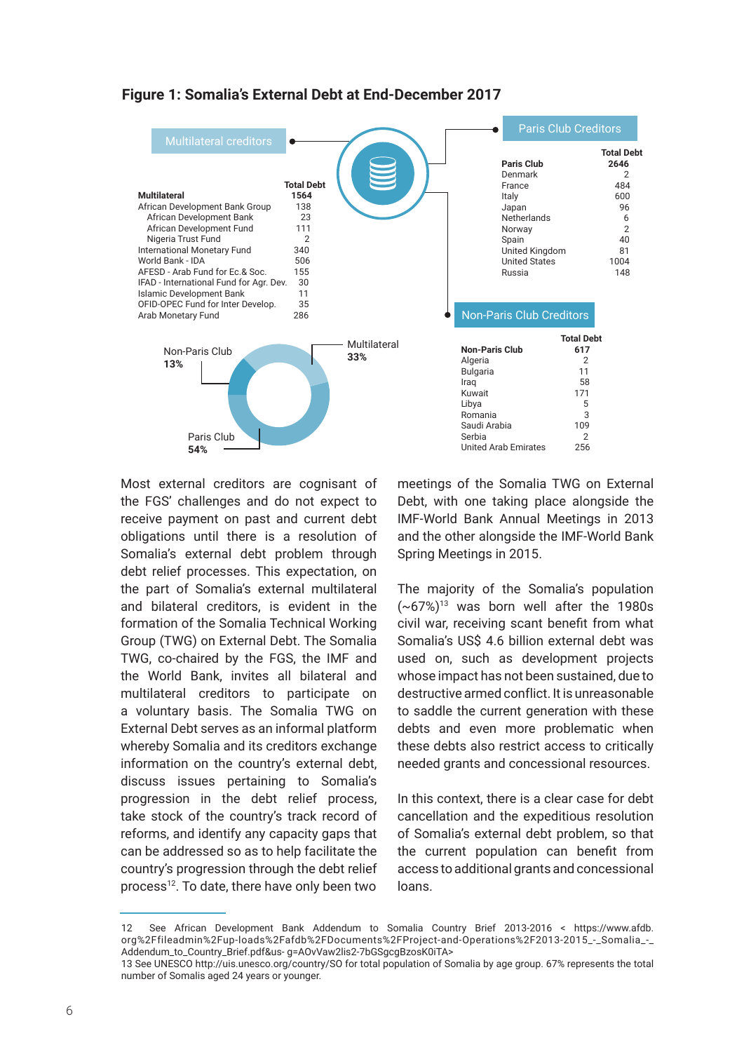## Figure 1: Somalia's External Debt at End-December 2017

**Multilateral creditors**

| | Total Debt |
|---|---|
| **Multilateral** | **1564** |
| African Development Bank Group | 138 |
| African Development Bank | 23 |
| African Development Fund | 111 |
| Nigeria Trust Fund | 2 |
| International Monetary Fund | 340 |
| World Bank - IDA | 506 |
| AFESD - Arab Fund for Ec.& Soc. | 155 |
| IFAD - International Fund for Agr. Dev. | 30 |
| Islamic Development Bank | 11 |
| OFID-OPEC Fund for Inter Develop. | 35 |
| Arab Monetary Fund | 286 |

**Paris Club Creditors**

| | Total Debt |
|---|---|
| **Paris Club** | **2646** |
| Denmark | 2 |
| France | 484 |
| Italy | 600 |
| Japan | 96 |
| Netherlands | 6 |
| Norway | 2 |
| Spain | 40 |
| United Kingdom | 81 |
| United States | 1004 |
| Russia | 148 |

**Non-Paris Club Creditors**

| | Total Debt |
|---|---|
| **Non-Paris Club** | **617** |
| Algeria | 2 |
| Bulgaria | 11 |
| Iraq | 58 |
| Kuwait | 171 |
| Libya | 5 |
| Romania | 3 |
| Saudi Arabia | 109 |
| Serbia | 2 |
| United Arab Emirates | 256 |

Non-Paris Club **13%**; Multilateral **33%**; Paris Club **54%**

Most external creditors are cognisant of the FGS' challenges and do not expect to receive payment on past and current debt obligations until there is a resolution of Somalia's external debt problem through debt relief processes. This expectation, on the part of Somalia's external multilateral and bilateral creditors, is evident in the formation of the Somalia Technical Working Group (TWG) on External Debt. The Somalia TWG, co-chaired by the FGS, the IMF and the World Bank, invites all bilateral and multilateral creditors to participate on a voluntary basis. The Somalia TWG on External Debt serves as an informal platform whereby Somalia and its creditors exchange information on the country's external debt, discuss issues pertaining to Somalia's progression in the debt relief process, take stock of the country's track record of reforms, and identify any capacity gaps that can be addressed so as to help facilitate the country's progression through the debt relief process[12]. To date, there have only been two meetings of the Somalia TWG on External Debt, with one taking place alongside the IMF-World Bank Annual Meetings in 2013 and the other alongside the IMF-World Bank Spring Meetings in 2015.

The majority of the Somalia's population (~67%)[13] was born well after the 1980s civil war, receiving scant benefit from what Somalia's US$ 4.6 billion external debt was used on, such as development projects whose impact has not been sustained, due to destructive armed conflict. It is unreasonable to saddle the current generation with these debts and even more problematic when these debts also restrict access to critically needed grants and concessional resources.

In this context, there is a clear case for debt cancellation and the expeditious resolution of Somalia's external debt problem, so that the current population can benefit from access to additional grants and concessional loans.

12 See African Development Bank Addendum to Somalia Country Brief 2013-2016 < https://www.afdb.org%2Ffileadmin%2Fup-loads%2Fafdb%2FDocuments%2FProject-and-Operations%2F2013-2015_-_Somalia_-_Addendum_to_Country_Brief.pdf&us- g=AOvVaw2lis2-7bGSgcgBzosK0iTA>

13 See UNESCO http://uis.unesco.org/country/SO for total population of Somalia by age group. 67% represents the total number of Somalis aged 24 years or younger.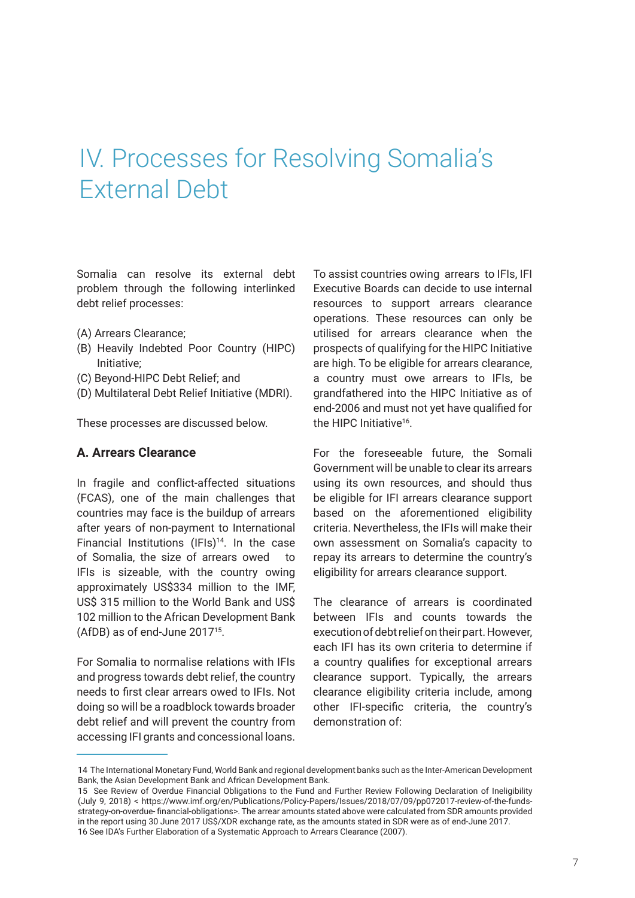# IV. Processes for Resolving Somalia's External Debt

Somalia can resolve its external debt problem through the following interlinked debt relief processes:

(A) Arrears Clearance;
(B) Heavily Indebted Poor Country (HIPC) Initiative;
(C) Beyond-HIPC Debt Relief; and
(D) Multilateral Debt Relief Initiative (MDRI).

These processes are discussed below.

## A. Arrears Clearance

In fragile and conflict-affected situations (FCAS), one of the main challenges that countries may face is the buildup of arrears after years of non-payment to International Financial Institutions (IFIs)[14]. In the case of Somalia, the size of arrears owed to IFIs is sizeable, with the country owing approximately US$334 million to the IMF, US$ 315 million to the World Bank and US$ 102 million to the African Development Bank (AfDB) as of end-June 2017[15].

For Somalia to normalise relations with IFIs and progress towards debt relief, the country needs to first clear arrears owed to IFIs. Not doing so will be a roadblock towards broader debt relief and will prevent the country from accessing IFI grants and concessional loans.

To assist countries owing arrears to IFIs, IFI Executive Boards can decide to use internal resources to support arrears clearance operations. These resources can only be utilised for arrears clearance when the prospects of qualifying for the HIPC Initiative are high. To be eligible for arrears clearance, a country must owe arrears to IFIs, be grandfathered into the HIPC Initiative as of end-2006 and must not yet have qualified for the HIPC Initiative[16].

For the foreseeable future, the Somali Government will be unable to clear its arrears using its own resources, and should thus be eligible for IFI arrears clearance support based on the aforementioned eligibility criteria. Nevertheless, the IFIs will make their own assessment on Somalia's capacity to repay its arrears to determine the country's eligibility for arrears clearance support.

The clearance of arrears is coordinated between IFIs and counts towards the execution of debt relief on their part. However, each IFI has its own criteria to determine if a country qualifies for exceptional arrears clearance support. Typically, the arrears clearance eligibility criteria include, among other IFI-specific criteria, the country's demonstration of:

---

14 The International Monetary Fund, World Bank and regional development banks such as the Inter-American Development Bank, the Asian Development Bank and African Development Bank.

15 See Review of Overdue Financial Obligations to the Fund and Further Review Following Declaration of Ineligibility (July 9, 2018) < https://www.imf.org/en/Publications/Policy-Papers/Issues/2018/07/09/pp072017-review-of-the-funds-strategy-on-overdue- financial-obligations>. The arrear amounts stated above were calculated from SDR amounts provided in the report using 30 June 2017 US$/XDR exchange rate, as the amounts stated in SDR were as of end-June 2017.

16 See IDA's Further Elaboration of a Systematic Approach to Arrears Clearance (2007).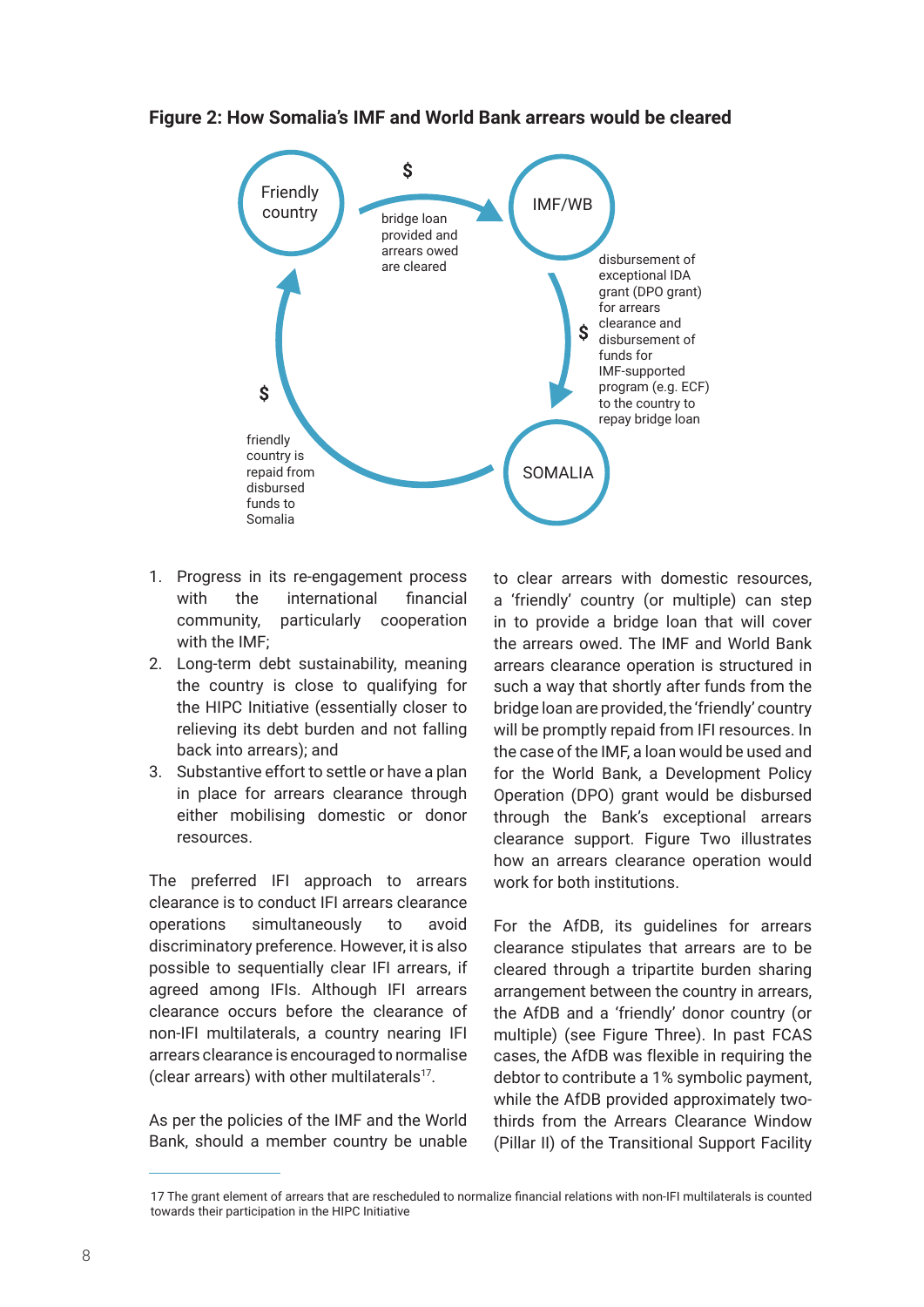**Figure 2: How Somalia's IMF and World Bank arrears would be cleared**

Friendly country → $ → IMF/WB: bridge loan provided and arrears owed are cleared

IMF/WB → $ → SOMALIA: disbursement of exceptional IDA grant (DPO grant) for arrears clearance and disbursement of funds for IMF-supported program (e.g. ECF) to the country to repay bridge loan

SOMALIA → $ → Friendly country: friendly country is repaid from disbursed funds to Somalia

1. Progress in its re-engagement process with the international financial community, particularly cooperation with the IMF;
2. Long-term debt sustainability, meaning the country is close to qualifying for the HIPC Initiative (essentially closer to relieving its debt burden and not falling back into arrears); and
3. Substantive effort to settle or have a plan in place for arrears clearance through either mobilising domestic or donor resources.

The preferred IFI approach to arrears clearance is to conduct IFI arrears clearance operations simultaneously to avoid discriminatory preference. However, it is also possible to sequentially clear IFI arrears, if agreed among IFIs. Although IFI arrears clearance occurs before the clearance of non-IFI multilaterals, a country nearing IFI arrears clearance is encouraged to normalise (clear arrears) with other multilaterals[17].

As per the policies of the IMF and the World Bank, should a member country be unable to clear arrears with domestic resources, a 'friendly' country (or multiple) can step in to provide a bridge loan that will cover the arrears owed. The IMF and World Bank arrears clearance operation is structured in such a way that shortly after funds from the bridge loan are provided, the 'friendly' country will be promptly repaid from IFI resources. In the case of the IMF, a loan would be used and for the World Bank, a Development Policy Operation (DPO) grant would be disbursed through the Bank's exceptional arrears clearance support. Figure Two illustrates how an arrears clearance operation would work for both institutions.

For the AfDB, its guidelines for arrears clearance stipulates that arrears are to be cleared through a tripartite burden sharing arrangement between the country in arrears, the AfDB and a 'friendly' donor country (or multiple) (see Figure Three). In past FCAS cases, the AfDB was flexible in requiring the debtor to contribute a 1% symbolic payment, while the AfDB provided approximately two-thirds from the Arrears Clearance Window (Pillar II) of the Transitional Support Facility

---

17 The grant element of arrears that are rescheduled to normalize financial relations with non-IFI multilaterals is counted towards their participation in the HIPC Initiative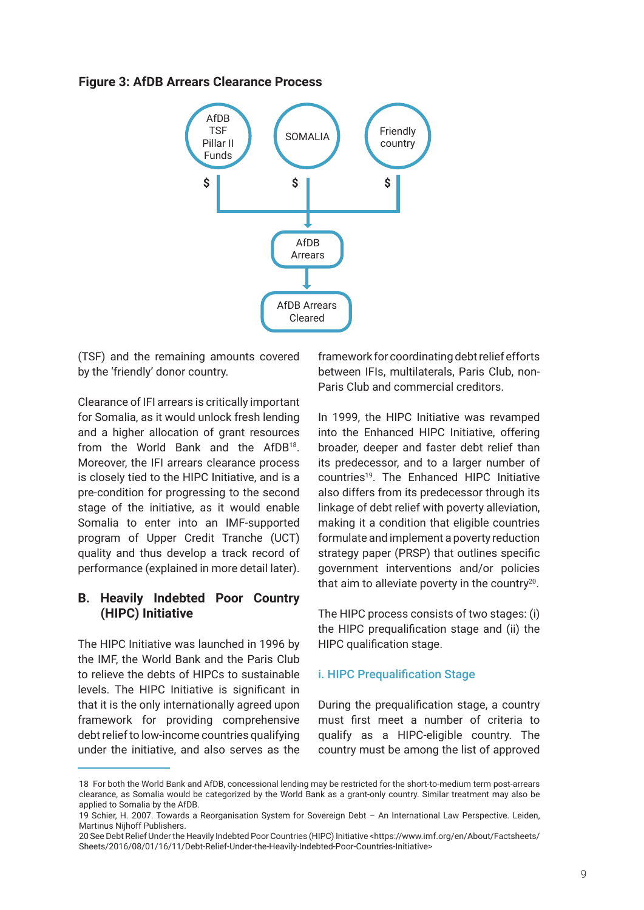**Figure 3: AfDB Arrears Clearance Process**

AfDB TSF Pillar II Funds — $ | SOMALIA — $ | Friendly country — $

→ AfDB Arrears → AfDB Arrears Cleared

(TSF) and the remaining amounts covered by the 'friendly' donor country.

Clearance of IFI arrears is critically important for Somalia, as it would unlock fresh lending and a higher allocation of grant resources from the World Bank and the AfDB[18]. Moreover, the IFI arrears clearance process is closely tied to the HIPC Initiative, and is a pre-condition for progressing to the second stage of the initiative, as it would enable Somalia to enter into an IMF-supported program of Upper Credit Tranche (UCT) quality and thus develop a track record of performance (explained in more detail later).

## B. Heavily Indebted Poor Country (HIPC) Initiative

The HIPC Initiative was launched in 1996 by the IMF, the World Bank and the Paris Club to relieve the debts of HIPCs to sustainable levels. The HIPC Initiative is significant in that it is the only internationally agreed upon framework for providing comprehensive debt relief to low-income countries qualifying under the initiative, and also serves as the framework for coordinating debt relief efforts between IFIs, multilaterals, Paris Club, non-Paris Club and commercial creditors.

In 1999, the HIPC Initiative was revamped into the Enhanced HIPC Initiative, offering broader, deeper and faster debt relief than its predecessor, and to a larger number of countries[19]. The Enhanced HIPC Initiative also differs from its predecessor through its linkage of debt relief with poverty alleviation, making it a condition that eligible countries formulate and implement a poverty reduction strategy paper (PRSP) that outlines specific government interventions and/or policies that aim to alleviate poverty in the country[20].

The HIPC process consists of two stages: (i) the HIPC prequalification stage and (ii) the HIPC qualification stage.

### i. HIPC Prequalification Stage

During the prequalification stage, a country must first meet a number of criteria to qualify as a HIPC-eligible country. The country must be among the list of approved

---

18 For both the World Bank and AfDB, concessional lending may be restricted for the short-to-medium term post-arrears clearance, as Somalia would be categorized by the World Bank as a grant-only country. Similar treatment may also be applied to Somalia by the AfDB.

19 Schier, H. 2007. Towards a Reorganisation System for Sovereign Debt – An International Law Perspective. Leiden, Martinus Nijhoff Publishers.

20 See Debt Relief Under the Heavily Indebted Poor Countries (HIPC) Initiative <https://www.imf.org/en/About/Factsheets/Sheets/2016/08/01/16/11/Debt-Relief-Under-the-Heavily-Indebted-Poor-Countries-Initiative>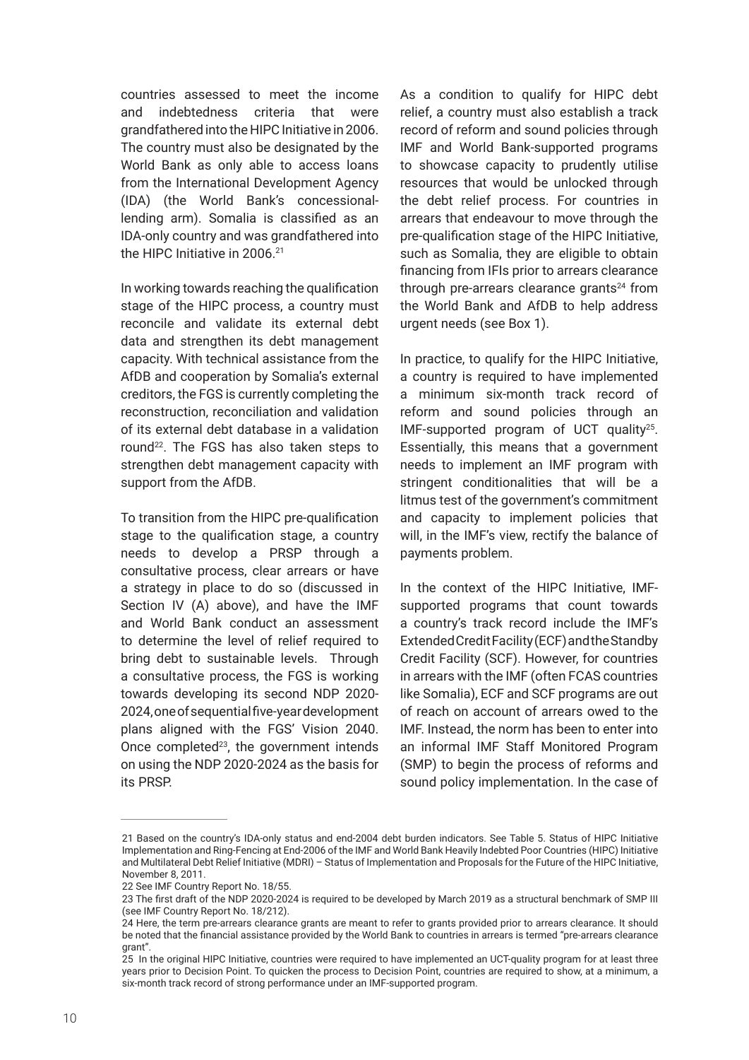countries assessed to meet the income and indebtedness criteria that were grandfathered into the HIPC Initiative in 2006. The country must also be designated by the World Bank as only able to access loans from the International Development Agency (IDA) (the World Bank's concessional-lending arm). Somalia is classified as an IDA-only country and was grandfathered into the HIPC Initiative in 2006.[21]

In working towards reaching the qualification stage of the HIPC process, a country must reconcile and validate its external debt data and strengthen its debt management capacity. With technical assistance from the AfDB and cooperation by Somalia's external creditors, the FGS is currently completing the reconstruction, reconciliation and validation of its external debt database in a validation round[22]. The FGS has also taken steps to strengthen debt management capacity with support from the AfDB.

To transition from the HIPC pre-qualification stage to the qualification stage, a country needs to develop a PRSP through a consultative process, clear arrears or have a strategy in place to do so (discussed in Section IV (A) above), and have the IMF and World Bank conduct an assessment to determine the level of relief required to bring debt to sustainable levels. Through a consultative process, the FGS is working towards developing its second NDP 2020-2024, one of sequential five-year development plans aligned with the FGS' Vision 2040. Once completed[23], the government intends on using the NDP 2020-2024 as the basis for its PRSP.

As a condition to qualify for HIPC debt relief, a country must also establish a track record of reform and sound policies through IMF and World Bank-supported programs to showcase capacity to prudently utilise resources that would be unlocked through the debt relief process. For countries in arrears that endeavour to move through the pre-qualification stage of the HIPC Initiative, such as Somalia, they are eligible to obtain financing from IFIs prior to arrears clearance through pre-arrears clearance grants[24] from the World Bank and AfDB to help address urgent needs (see Box 1).

In practice, to qualify for the HIPC Initiative, a country is required to have implemented a minimum six-month track record of reform and sound policies through an IMF-supported program of UCT quality[25]. Essentially, this means that a government needs to implement an IMF program with stringent conditionalities that will be a litmus test of the government's commitment and capacity to implement policies that will, in the IMF's view, rectify the balance of payments problem.

In the context of the HIPC Initiative, IMF-supported programs that count towards a country's track record include the IMF's Extended Credit Facility (ECF) and the Standby Credit Facility (SCF). However, for countries in arrears with the IMF (often FCAS countries like Somalia), ECF and SCF programs are out of reach on account of arrears owed to the IMF. Instead, the norm has been to enter into an informal IMF Staff Monitored Program (SMP) to begin the process of reforms and sound policy implementation. In the case of

---

21 Based on the country's IDA-only status and end-2004 debt burden indicators. See Table 5. Status of HIPC Initiative Implementation and Ring-Fencing at End-2006 of the IMF and World Bank Heavily Indebted Poor Countries (HIPC) Initiative and Multilateral Debt Relief Initiative (MDRI) – Status of Implementation and Proposals for the Future of the HIPC Initiative, November 8, 2011.

22 See IMF Country Report No. 18/55.

23 The first draft of the NDP 2020-2024 is required to be developed by March 2019 as a structural benchmark of SMP III (see IMF Country Report No. 18/212).

24 Here, the term pre-arrears clearance grants are meant to refer to grants provided prior to arrears clearance. It should be noted that the financial assistance provided by the World Bank to countries in arrears is termed "pre-arrears clearance grant".

25 In the original HIPC Initiative, countries were required to have implemented an UCT-quality program for at least three years prior to Decision Point. To quicken the process to Decision Point, countries are required to show, at a minimum, a six-month track record of strong performance under an IMF-supported program.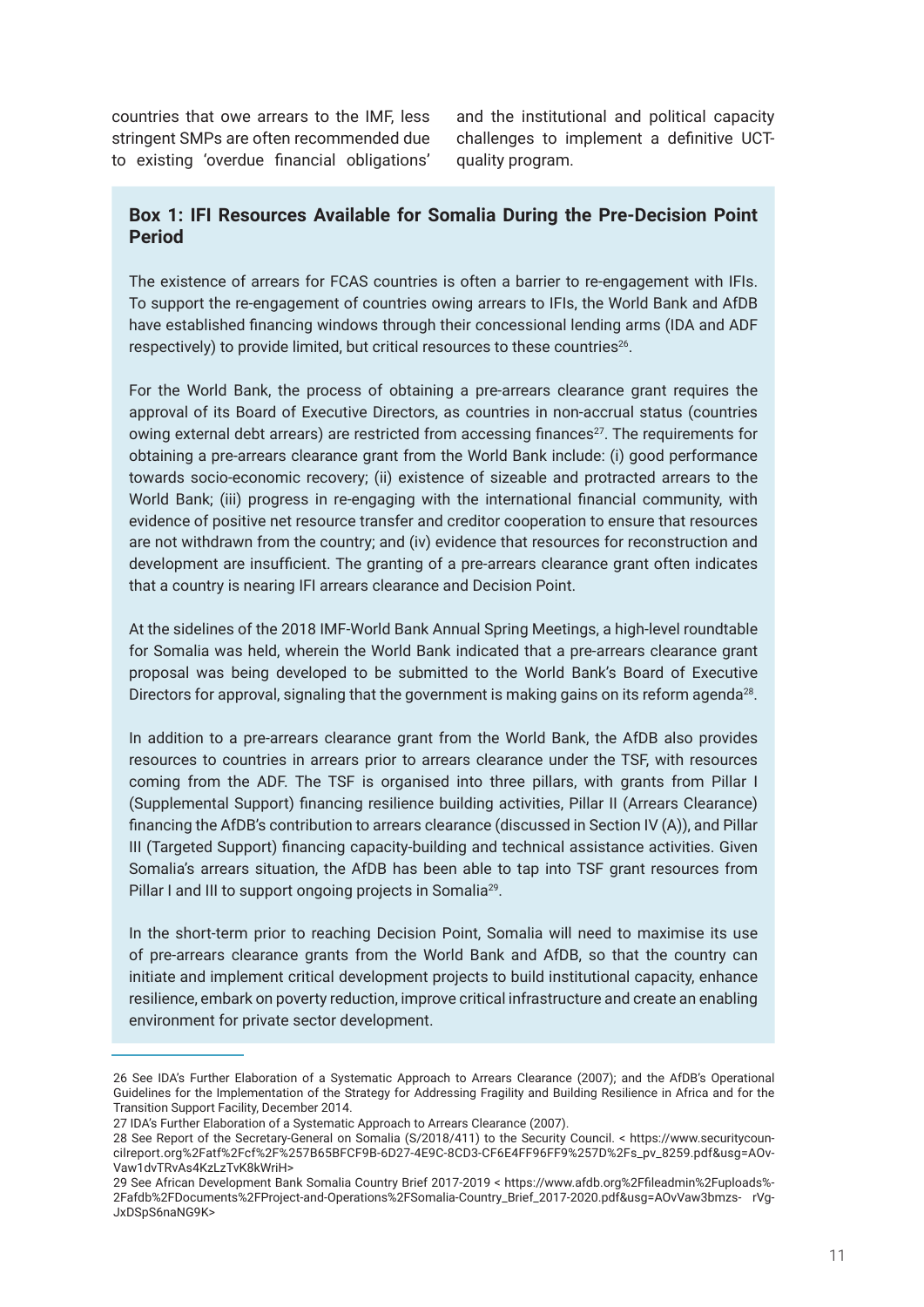countries that owe arrears to the IMF, less stringent SMPs are often recommended due to existing 'overdue financial obligations' and the institutional and political capacity challenges to implement a definitive UCT-quality program.

**Box 1: IFI Resources Available for Somalia During the Pre-Decision Point Period**

The existence of arrears for FCAS countries is often a barrier to re-engagement with IFIs. To support the re-engagement of countries owing arrears to IFIs, the World Bank and AfDB have established financing windows through their concessional lending arms (IDA and ADF respectively) to provide limited, but critical resources to these countries[26].

For the World Bank, the process of obtaining a pre-arrears clearance grant requires the approval of its Board of Executive Directors, as countries in non-accrual status (countries owing external debt arrears) are restricted from accessing finances[27]. The requirements for obtaining a pre-arrears clearance grant from the World Bank include: (i) good performance towards socio-economic recovery; (ii) existence of sizeable and protracted arrears to the World Bank; (iii) progress in re-engaging with the international financial community, with evidence of positive net resource transfer and creditor cooperation to ensure that resources are not withdrawn from the country; and (iv) evidence that resources for reconstruction and development are insufficient. The granting of a pre-arrears clearance grant often indicates that a country is nearing IFI arrears clearance and Decision Point.

At the sidelines of the 2018 IMF-World Bank Annual Spring Meetings, a high-level roundtable for Somalia was held, wherein the World Bank indicated that a pre-arrears clearance grant proposal was being developed to be submitted to the World Bank's Board of Executive Directors for approval, signaling that the government is making gains on its reform agenda[28].

In addition to a pre-arrears clearance grant from the World Bank, the AfDB also provides resources to countries in arrears prior to arrears clearance under the TSF, with resources coming from the ADF. The TSF is organised into three pillars, with grants from Pillar I (Supplemental Support) financing resilience building activities, Pillar II (Arrears Clearance) financing the AfDB's contribution to arrears clearance (discussed in Section IV (A)), and Pillar III (Targeted Support) financing capacity-building and technical assistance activities. Given Somalia's arrears situation, the AfDB has been able to tap into TSF grant resources from Pillar I and III to support ongoing projects in Somalia[29].

In the short-term prior to reaching Decision Point, Somalia will need to maximise its use of pre-arrears clearance grants from the World Bank and AfDB, so that the country can initiate and implement critical development projects to build institutional capacity, enhance resilience, embark on poverty reduction, improve critical infrastructure and create an enabling environment for private sector development.

---

26 See IDA's Further Elaboration of a Systematic Approach to Arrears Clearance (2007); and the AfDB's Operational Guidelines for the Implementation of the Strategy for Addressing Fragility and Building Resilience in Africa and for the Transition Support Facility, December 2014.

27 IDA's Further Elaboration of a Systematic Approach to Arrears Clearance (2007).

28 See Report of the Secretary-General on Somalia (S/2018/411) to the Security Council. < https://www.securitycouncilreport.org%2Fatf%2Fcf%2F%257B65BFCF9B-6D27-4E9C-8CD3-CF6E4FF96FF9%257D%2Fs_pv_8259.pdf&usg=AOvVaw1dvTRvAs4KzLzTvK8kWriH>

29 See African Development Bank Somalia Country Brief 2017-2019 < https://www.afdb.org%2Ffileadmin%2Fuploads%2Fafdb%2FDocuments%2FProject-and-Operations%2FSomalia-Country_Brief_2017-2020.pdf&usg=AOvVaw3bmzs- rVg-JxDSpS6naNG9K>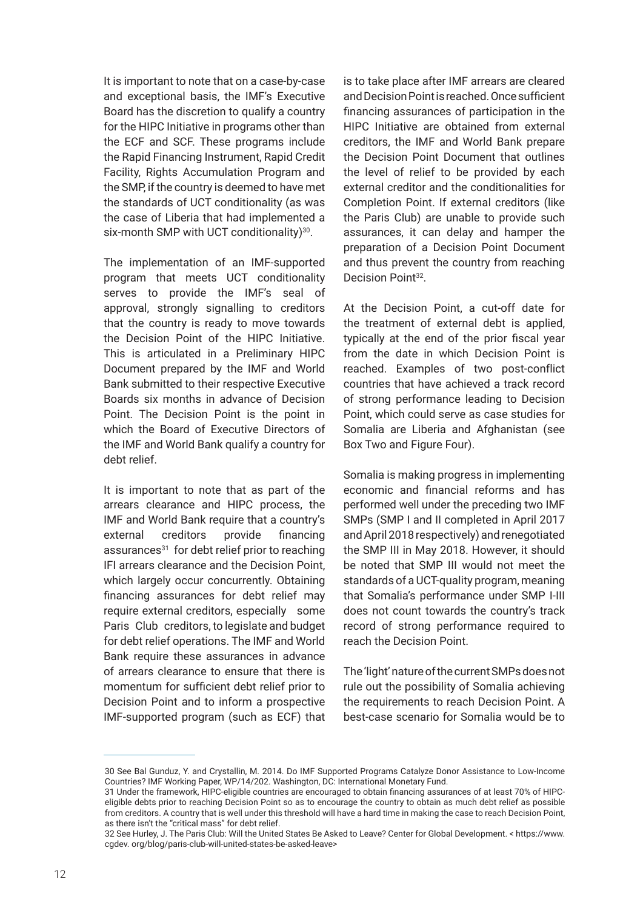It is important to note that on a case-by-case and exceptional basis, the IMF's Executive Board has the discretion to qualify a country for the HIPC Initiative in programs other than the ECF and SCF. These programs include the Rapid Financing Instrument, Rapid Credit Facility, Rights Accumulation Program and the SMP, if the country is deemed to have met the standards of UCT conditionality (as was the case of Liberia that had implemented a six-month SMP with UCT conditionality)[30].

The implementation of an IMF-supported program that meets UCT conditionality serves to provide the IMF's seal of approval, strongly signalling to creditors that the country is ready to move towards the Decision Point of the HIPC Initiative. This is articulated in a Preliminary HIPC Document prepared by the IMF and World Bank submitted to their respective Executive Boards six months in advance of Decision Point. The Decision Point is the point in which the Board of Executive Directors of the IMF and World Bank qualify a country for debt relief.

It is important to note that as part of the arrears clearance and HIPC process, the IMF and World Bank require that a country's external creditors provide financing assurances[31] for debt relief prior to reaching IFI arrears clearance and the Decision Point, which largely occur concurrently. Obtaining financing assurances for debt relief may require external creditors, especially some Paris Club creditors, to legislate and budget for debt relief operations. The IMF and World Bank require these assurances in advance of arrears clearance to ensure that there is momentum for sufficient debt relief prior to Decision Point and to inform a prospective IMF-supported program (such as ECF) that is to take place after IMF arrears are cleared and Decision Point is reached. Once sufficient financing assurances of participation in the HIPC Initiative are obtained from external creditors, the IMF and World Bank prepare the Decision Point Document that outlines the level of relief to be provided by each external creditor and the conditionalities for Completion Point. If external creditors (like the Paris Club) are unable to provide such assurances, it can delay and hamper the preparation of a Decision Point Document and thus prevent the country from reaching Decision Point[32].

At the Decision Point, a cut-off date for the treatment of external debt is applied, typically at the end of the prior fiscal year from the date in which Decision Point is reached. Examples of two post-conflict countries that have achieved a track record of strong performance leading to Decision Point, which could serve as case studies for Somalia are Liberia and Afghanistan (see Box Two and Figure Four).

Somalia is making progress in implementing economic and financial reforms and has performed well under the preceding two IMF SMPs (SMP I and II completed in April 2017 and April 2018 respectively) and renegotiated the SMP III in May 2018. However, it should be noted that SMP III would not meet the standards of a UCT-quality program, meaning that Somalia's performance under SMP I-III does not count towards the country's track record of strong performance required to reach the Decision Point.

The 'light' nature of the current SMPs does not rule out the possibility of Somalia achieving the requirements to reach Decision Point. A best-case scenario for Somalia would be to

---

30 See Bal Gunduz, Y. and Crystallin, M. 2014. Do IMF Supported Programs Catalyze Donor Assistance to Low-Income Countries? IMF Working Paper, WP/14/202. Washington, DC: International Monetary Fund.

31 Under the framework, HIPC-eligible countries are encouraged to obtain financing assurances of at least 70% of HIPC-eligible debts prior to reaching Decision Point so as to encourage the country to obtain as much debt relief as possible from creditors. A country that is well under this threshold will have a hard time in making the case to reach Decision Point, as there isn't the "critical mass" for debt relief.

32 See Hurley, J. The Paris Club: Will the United States Be Asked to Leave? Center for Global Development. < https://www.cgdev. org/blog/paris-club-will-united-states-be-asked-leave>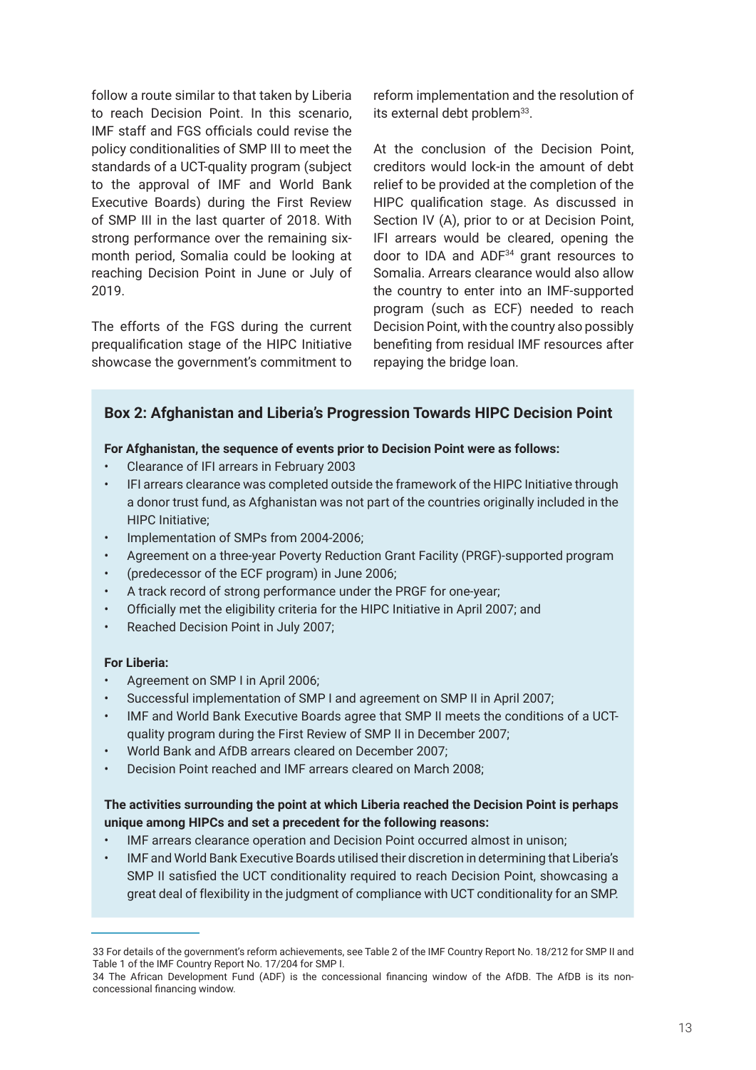follow a route similar to that taken by Liberia to reach Decision Point. In this scenario, IMF staff and FGS officials could revise the policy conditionalities of SMP III to meet the standards of a UCT-quality program (subject to the approval of IMF and World Bank Executive Boards) during the First Review of SMP III in the last quarter of 2018. With strong performance over the remaining six-month period, Somalia could be looking at reaching Decision Point in June or July of 2019.

The efforts of the FGS during the current prequalification stage of the HIPC Initiative showcase the government's commitment to reform implementation and the resolution of its external debt problem[33].

At the conclusion of the Decision Point, creditors would lock-in the amount of debt relief to be provided at the completion of the HIPC qualification stage. As discussed in Section IV (A), prior to or at Decision Point, IFI arrears would be cleared, opening the door to IDA and ADF[34] grant resources to Somalia. Arrears clearance would also allow the country to enter into an IMF-supported program (such as ECF) needed to reach Decision Point, with the country also possibly benefiting from residual IMF resources after repaying the bridge loan.

### Box 2: Afghanistan and Liberia's Progression Towards HIPC Decision Point

**For Afghanistan, the sequence of events prior to Decision Point were as follows:**

- Clearance of IFI arrears in February 2003
- IFI arrears clearance was completed outside the framework of the HIPC Initiative through a donor trust fund, as Afghanistan was not part of the countries originally included in the HIPC Initiative;
- Implementation of SMPs from 2004-2006;
- Agreement on a three-year Poverty Reduction Grant Facility (PRGF)-supported program
- (predecessor of the ECF program) in June 2006;
- A track record of strong performance under the PRGF for one-year;
- Officially met the eligibility criteria for the HIPC Initiative in April 2007; and
- Reached Decision Point in July 2007;

**For Liberia:**

- Agreement on SMP I in April 2006;
- Successful implementation of SMP I and agreement on SMP II in April 2007;
- IMF and World Bank Executive Boards agree that SMP II meets the conditions of a UCT-quality program during the First Review of SMP II in December 2007;
- World Bank and AfDB arrears cleared on December 2007;
- Decision Point reached and IMF arrears cleared on March 2008;

**The activities surrounding the point at which Liberia reached the Decision Point is perhaps unique among HIPCs and set a precedent for the following reasons:**

- IMF arrears clearance operation and Decision Point occurred almost in unison;
- IMF and World Bank Executive Boards utilised their discretion in determining that Liberia's SMP II satisfied the UCT conditionality required to reach Decision Point, showcasing a great deal of flexibility in the judgment of compliance with UCT conditionality for an SMP.

---

33 For details of the government's reform achievements, see Table 2 of the IMF Country Report No. 18/212 for SMP II and Table 1 of the IMF Country Report No. 17/204 for SMP I.

34 The African Development Fund (ADF) is the concessional financing window of the AfDB. The AfDB is its non-concessional financing window.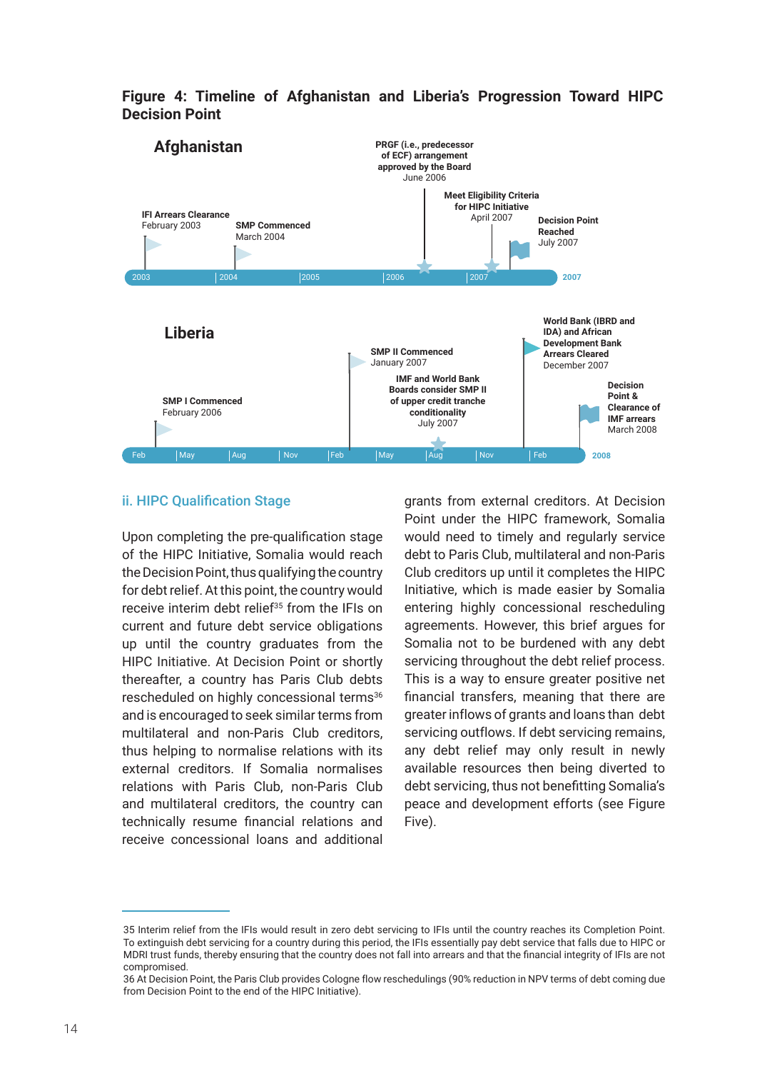**Figure 4: Timeline of Afghanistan and Liberia's Progression Toward HIPC Decision Point**

**Afghanistan**

- **IFI Arrears Clearance** February 2003
- **SMP Commenced** March 2004
- **PRGF (i.e., predecessor of ECF) arrangement approved by the Board** June 2006
- **Meet Eligibility Criteria for HIPC Initiative** April 2007
- **Decision Point Reached** July 2007

**Liberia**

- **SMP I Commenced** February 2006
- **SMP II Commenced** January 2007
- **IMF and World Bank Boards consider SMP II of upper credit tranche conditionality** July 2007
- **World Bank (IBRD and IDA) and African Development Bank Arrears Cleared** December 2007
- **Decision Point & Clearance of IMF arrears** March 2008

### ii. HIPC Qualification Stage

Upon completing the pre-qualification stage of the HIPC Initiative, Somalia would reach the Decision Point, thus qualifying the country for debt relief. At this point, the country would receive interim debt relief[35] from the IFIs on current and future debt service obligations up until the country graduates from the HIPC Initiative. At Decision Point or shortly thereafter, a country has Paris Club debts rescheduled on highly concessional terms[36] and is encouraged to seek similar terms from multilateral and non-Paris Club creditors, thus helping to normalise relations with its external creditors. If Somalia normalises relations with Paris Club, non-Paris Club and multilateral creditors, the country can technically resume financial relations and receive concessional loans and additional grants from external creditors. At Decision Point under the HIPC framework, Somalia would need to timely and regularly service debt to Paris Club, multilateral and non-Paris Club creditors up until it completes the HIPC Initiative, which is made easier by Somalia entering highly concessional rescheduling agreements. However, this brief argues for Somalia not to be burdened with any debt servicing throughout the debt relief process. This is a way to ensure greater positive net financial transfers, meaning that there are greater inflows of grants and loans than debt servicing outflows. If debt servicing remains, any debt relief may only result in newly available resources then being diverted to debt servicing, thus not benefitting Somalia's peace and development efforts (see Figure Five).

---

35 Interim relief from the IFIs would result in zero debt servicing to IFIs until the country reaches its Completion Point. To extinguish debt servicing for a country during this period, the IFIs essentially pay debt service that falls due to HIPC or MDRI trust funds, thereby ensuring that the country does not fall into arrears and that the financial integrity of IFIs are not compromised.

36 At Decision Point, the Paris Club provides Cologne flow reschedulings (90% reduction in NPV terms of debt coming due from Decision Point to the end of the HIPC Initiative).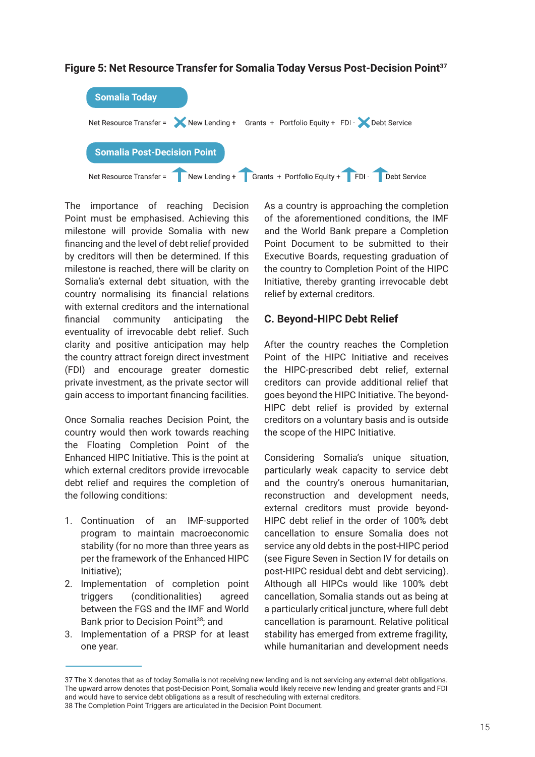**Figure 5: Net Resource Transfer for Somalia Today Versus Post-Decision Point**[37]

**Somalia Today**

Net Resource Transfer = ✕ New Lending + Grants + Portfolio Equity + FDI - ✕ Debt Service

**Somalia Post-Decision Point**

Net Resource Transfer = ↑ New Lending + ↑ Grants + Portfolio Equity + ↑ FDI - ↑ Debt Service

The importance of reaching Decision Point must be emphasised. Achieving this milestone will provide Somalia with new financing and the level of debt relief provided by creditors will then be determined. If this milestone is reached, there will be clarity on Somalia's external debt situation, with the country normalising its financial relations with external creditors and the international financial community anticipating the eventuality of irrevocable debt relief. Such clarity and positive anticipation may help the country attract foreign direct investment (FDI) and encourage greater domestic private investment, as the private sector will gain access to important financing facilities.

Once Somalia reaches Decision Point, the country would then work towards reaching the Floating Completion Point of the Enhanced HIPC Initiative. This is the point at which external creditors provide irrevocable debt relief and requires the completion of the following conditions:

1. Continuation of an IMF-supported program to maintain macroeconomic stability (for no more than three years as per the framework of the Enhanced HIPC Initiative);
2. Implementation of completion point triggers (conditionalities) agreed between the FGS and the IMF and World Bank prior to Decision Point[38]; and
3. Implementation of a PRSP for at least one year.

As a country is approaching the completion of the aforementioned conditions, the IMF and the World Bank prepare a Completion Point Document to be submitted to their Executive Boards, requesting graduation of the country to Completion Point of the HIPC Initiative, thereby granting irrevocable debt relief by external creditors.

### C. Beyond-HIPC Debt Relief

After the country reaches the Completion Point of the HIPC Initiative and receives the HIPC-prescribed debt relief, external creditors can provide additional relief that goes beyond the HIPC Initiative. The beyond-HIPC debt relief is provided by external creditors on a voluntary basis and is outside the scope of the HIPC Initiative.

Considering Somalia's unique situation, particularly weak capacity to service debt and the country's onerous humanitarian, reconstruction and development needs, external creditors must provide beyond-HIPC debt relief in the order of 100% debt cancellation to ensure Somalia does not service any old debts in the post-HIPC period (see Figure Seven in Section IV for details on post-HIPC residual debt and debt servicing). Although all HIPCs would like 100% debt cancellation, Somalia stands out as being at a particularly critical juncture, where full debt cancellation is paramount. Relative political stability has emerged from extreme fragility, while humanitarian and development needs

---

37 The X denotes that as of today Somalia is not receiving new lending and is not servicing any external debt obligations. The upward arrow denotes that post-Decision Point, Somalia would likely receive new lending and greater grants and FDI and would have to service debt obligations as a result of rescheduling with external creditors.

38 The Completion Point Triggers are articulated in the Decision Point Document.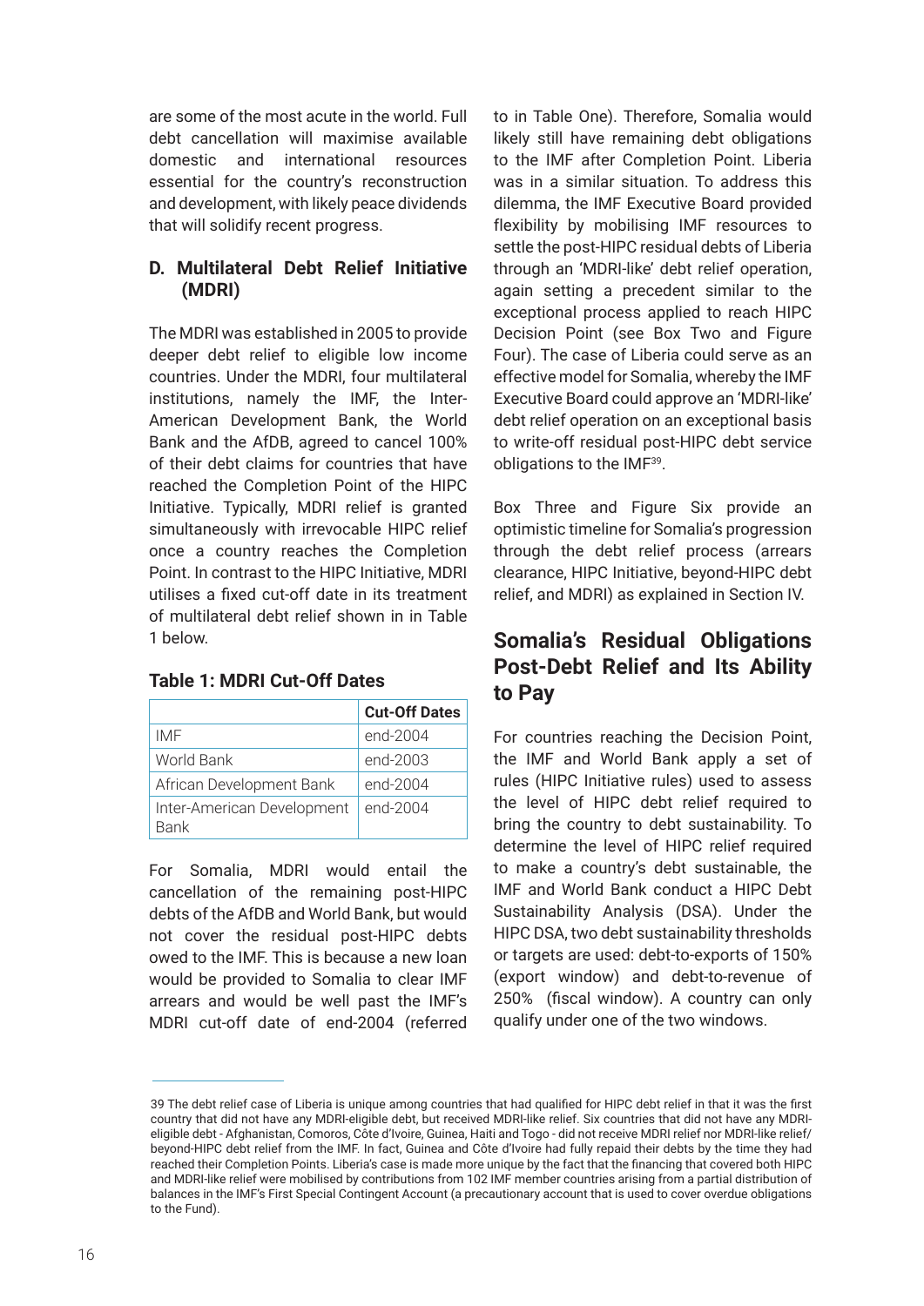are some of the most acute in the world. Full debt cancellation will maximise available domestic and international resources essential for the country's reconstruction and development, with likely peace dividends that will solidify recent progress.

### D. Multilateral Debt Relief Initiative (MDRI)

The MDRI was established in 2005 to provide deeper debt relief to eligible low income countries. Under the MDRI, four multilateral institutions, namely the IMF, the Inter-American Development Bank, the World Bank and the AfDB, agreed to cancel 100% of their debt claims for countries that have reached the Completion Point of the HIPC Initiative. Typically, MDRI relief is granted simultaneously with irrevocable HIPC relief once a country reaches the Completion Point. In contrast to the HIPC Initiative, MDRI utilises a fixed cut-off date in its treatment of multilateral debt relief shown in in Table 1 below.

**Table 1: MDRI Cut-Off Dates**

| | Cut-Off Dates |
|---|---|
| IMF | end-2004 |
| World Bank | end-2003 |
| African Development Bank | end-2004 |
| Inter-American Development Bank | end-2004 |

For Somalia, MDRI would entail the cancellation of the remaining post-HIPC debts of the AfDB and World Bank, but would not cover the residual post-HIPC debts owed to the IMF. This is because a new loan would be provided to Somalia to clear IMF arrears and would be well past the IMF's MDRI cut-off date of end-2004 (referred to in Table One). Therefore, Somalia would likely still have remaining debt obligations to the IMF after Completion Point. Liberia was in a similar situation. To address this dilemma, the IMF Executive Board provided flexibility by mobilising IMF resources to settle the post-HIPC residual debts of Liberia through an 'MDRI-like' debt relief operation, again setting a precedent similar to the exceptional process applied to reach HIPC Decision Point (see Box Two and Figure Four). The case of Liberia could serve as an effective model for Somalia, whereby the IMF Executive Board could approve an 'MDRI-like' debt relief operation on an exceptional basis to write-off residual post-HIPC debt service obligations to the IMF[39].

Box Three and Figure Six provide an optimistic timeline for Somalia's progression through the debt relief process (arrears clearance, HIPC Initiative, beyond-HIPC debt relief, and MDRI) as explained in Section IV.

## Somalia's Residual Obligations Post-Debt Relief and Its Ability to Pay

For countries reaching the Decision Point, the IMF and World Bank apply a set of rules (HIPC Initiative rules) used to assess the level of HIPC debt relief required to bring the country to debt sustainability. To determine the level of HIPC relief required to make a country's debt sustainable, the IMF and World Bank conduct a HIPC Debt Sustainability Analysis (DSA). Under the HIPC DSA, two debt sustainability thresholds or targets are used: debt-to-exports of 150% (export window) and debt-to-revenue of 250% (fiscal window). A country can only qualify under one of the two windows.

39 The debt relief case of Liberia is unique among countries that had qualified for HIPC debt relief in that it was the first country that did not have any MDRI-eligible debt, but received MDRI-like relief. Six countries that did not have any MDRI-eligible debt - Afghanistan, Comoros, Côte d'Ivoire, Guinea, Haiti and Togo - did not receive MDRI relief nor MDRI-like relief/ beyond-HIPC debt relief from the IMF. In fact, Guinea and Côte d'Ivoire had fully repaid their debts by the time they had reached their Completion Points. Liberia's case is made more unique by the fact that the financing that covered both HIPC and MDRI-like relief were mobilised by contributions from 102 IMF member countries arising from a partial distribution of balances in the IMF's First Special Contingent Account (a precautionary account that is used to cover overdue obligations to the Fund).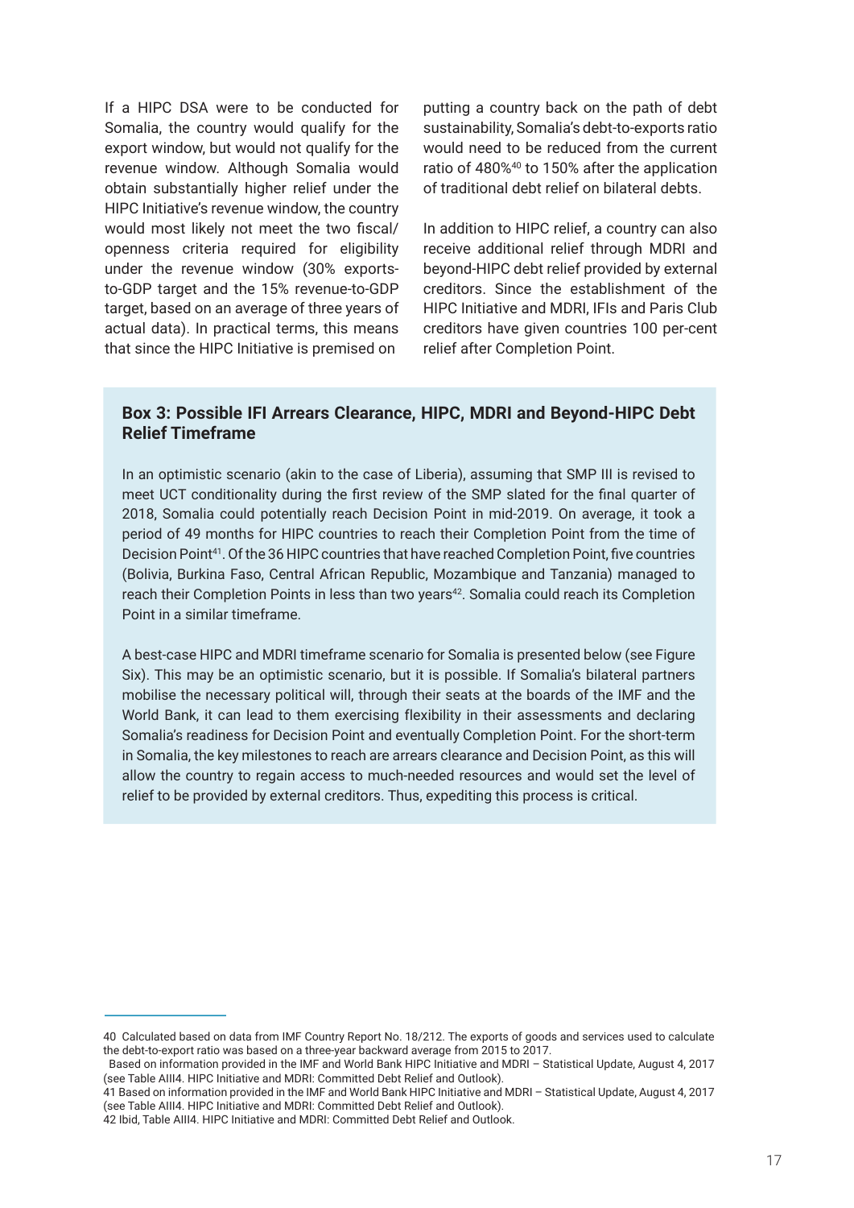If a HIPC DSA were to be conducted for Somalia, the country would qualify for the export window, but would not qualify for the revenue window. Although Somalia would obtain substantially higher relief under the HIPC Initiative's revenue window, the country would most likely not meet the two fiscal/openness criteria required for eligibility under the revenue window (30% exports-to-GDP target and the 15% revenue-to-GDP target, based on an average of three years of actual data). In practical terms, this means that since the HIPC Initiative is premised on putting a country back on the path of debt sustainability, Somalia's debt-to-exports ratio would need to be reduced from the current ratio of 480%[40] to 150% after the application of traditional debt relief on bilateral debts.

In addition to HIPC relief, a country can also receive additional relief through MDRI and beyond-HIPC debt relief provided by external creditors. Since the establishment of the HIPC Initiative and MDRI, IFIs and Paris Club creditors have given countries 100 per-cent relief after Completion Point.

> **Box 3: Possible IFI Arrears Clearance, HIPC, MDRI and Beyond-HIPC Debt Relief Timeframe**
>
> In an optimistic scenario (akin to the case of Liberia), assuming that SMP III is revised to meet UCT conditionality during the first review of the SMP slated for the final quarter of 2018, Somalia could potentially reach Decision Point in mid-2019. On average, it took a period of 49 months for HIPC countries to reach their Completion Point from the time of Decision Point[41]. Of the 36 HIPC countries that have reached Completion Point, five countries (Bolivia, Burkina Faso, Central African Republic, Mozambique and Tanzania) managed to reach their Completion Points in less than two years[42]. Somalia could reach its Completion Point in a similar timeframe.
>
> A best-case HIPC and MDRI timeframe scenario for Somalia is presented below (see Figure Six). This may be an optimistic scenario, but it is possible. If Somalia's bilateral partners mobilise the necessary political will, through their seats at the boards of the IMF and the World Bank, it can lead to them exercising flexibility in their assessments and declaring Somalia's readiness for Decision Point and eventually Completion Point. For the short-term in Somalia, the key milestones to reach are arrears clearance and Decision Point, as this will allow the country to regain access to much-needed resources and would set the level of relief to be provided by external creditors. Thus, expediting this process is critical.

---

40 Calculated based on data from IMF Country Report No. 18/212. The exports of goods and services used to calculate the debt-to-export ratio was based on a three-year backward average from 2015 to 2017.
Based on information provided in the IMF and World Bank HIPC Initiative and MDRI – Statistical Update, August 4, 2017 (see Table AIII4. HIPC Initiative and MDRI: Committed Debt Relief and Outlook).

41 Based on information provided in the IMF and World Bank HIPC Initiative and MDRI – Statistical Update, August 4, 2017 (see Table AIII4. HIPC Initiative and MDRI: Committed Debt Relief and Outlook).

42 Ibid, Table AIII4. HIPC Initiative and MDRI: Committed Debt Relief and Outlook.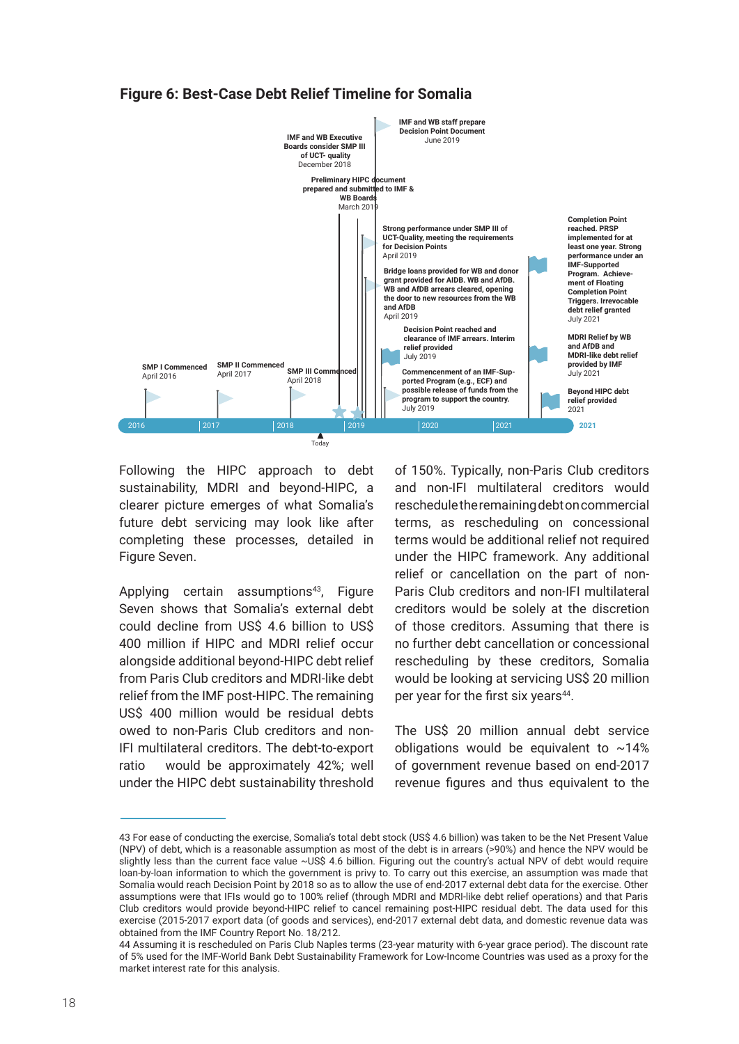## Figure 6: Best-Case Debt Relief Timeline for Somalia

SMP I Commenced
April 2016

SMP II Commenced
April 2017

SMP III Commenced
April 2018

IMF and WB Executive Boards consider SMP III of UCT- quality
December 2018

Preliminary HIPC document prepared and submitted to IMF & WB Boards
March 2019

IMF and WB staff prepare Decision Point Document
June 2019

Strong performance under SMP III of UCT-Quality, meeting the requirements for Decision Points
April 2019

Bridge loans provided for WB and donor grant provided for AfDB. WB and AfDB. WB and AfDB arrears cleared, opening the door to new resources from the WB and AfDB
April 2019

Decision Point reached and clearance of IMF arrears. Interim relief provided
July 2019

Commencement of an IMF-Supported Program (e.g., ECF) and possible release of funds from the program to support the country.
July 2019

Completion Point reached. PRSP implemented for at least one year. Strong performance under an IMF-Supported Program. Achievement of Floating Completion Point Triggers. Irrevocable debt relief granted
July 2021

MDRI Relief by WB and AfDB and MDRI-like debt relief provided by IMF
July 2021

Beyond HIPC debt relief provided
2021

2016 | 2017 | 2018 | 2019 | 2020 | 2021 | 2021

Today

Following the HIPC approach to debt sustainability, MDRI and beyond-HIPC, a clearer picture emerges of what Somalia's future debt servicing may look like after completing these processes, detailed in Figure Seven.

Applying certain assumptions[43], Figure Seven shows that Somalia's external debt could decline from US$ 4.6 billion to US$ 400 million if HIPC and MDRI relief occur alongside additional beyond-HIPC debt relief from Paris Club creditors and MDRI-like debt relief from the IMF post-HIPC. The remaining US$ 400 million would be residual debts owed to non-Paris Club creditors and non-IFI multilateral creditors. The debt-to-export ratio would be approximately 42%; well under the HIPC debt sustainability threshold of 150%. Typically, non-Paris Club creditors and non-IFI multilateral creditors would reschedule the remaining debt on commercial terms, as rescheduling on concessional terms would be additional relief not required under the HIPC framework. Any additional relief or cancellation on the part of non-Paris Club creditors and non-IFI multilateral creditors would be solely at the discretion of those creditors. Assuming that there is no further debt cancellation or concessional rescheduling by these creditors, Somalia would be looking at servicing US$ 20 million per year for the first six years[44].

The US$ 20 million annual debt service obligations would be equivalent to ~14% of government revenue based on end-2017 revenue figures and thus equivalent to the

---

43 For ease of conducting the exercise, Somalia's total debt stock (US$ 4.6 billion) was taken to be the Net Present Value (NPV) of debt, which is a reasonable assumption as most of the debt is in arrears (>90%) and hence the NPV would be slightly less than the current face value ~US$ 4.6 billion. Figuring out the country's actual NPV of debt would require loan-by-loan information to which the government is privy to. To carry out this exercise, an assumption was made that Somalia would reach Decision Point by 2018 so as to allow the use of end-2017 external debt data for the exercise. Other assumptions were that IFIs would go to 100% relief (through MDRI and MDRI-like debt relief operations) and that Paris Club creditors would provide beyond-HIPC relief to cancel remaining post-HIPC residual debt. The data used for this exercise (2015-2017 export data (of goods and services), end-2017 external debt data, and domestic revenue data was obtained from the IMF Country Report No. 18/212.

44 Assuming it is rescheduled on Paris Club Naples terms (23-year maturity with 6-year grace period). The discount rate of 5% used for the IMF-World Bank Debt Sustainability Framework for Low-Income Countries was used as a proxy for the market interest rate for this analysis.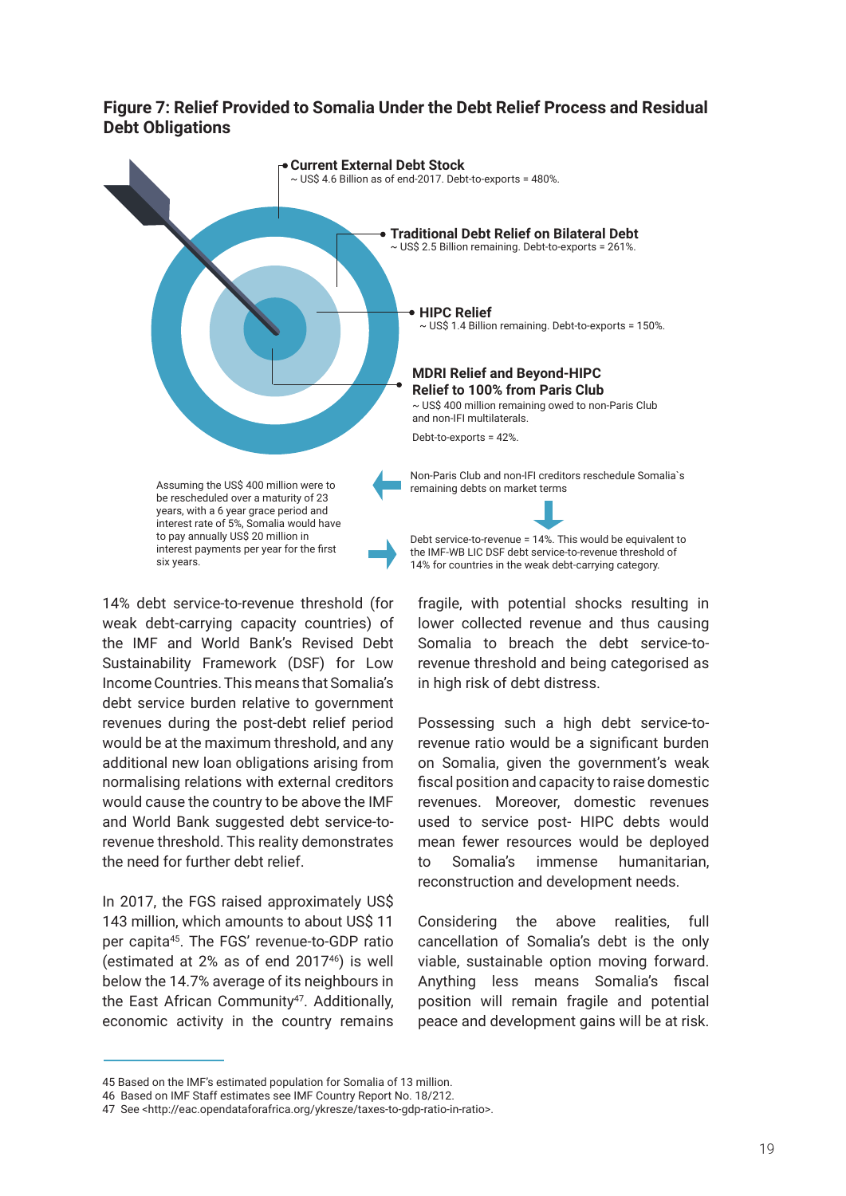**Figure 7: Relief Provided to Somalia Under the Debt Relief Process and Residual Debt Obligations**

**Current External Debt Stock**
~ US$ 4.6 Billion as of end-2017. Debt-to-exports = 480%.

**Traditional Debt Relief on Bilateral Debt**
~ US$ 2.5 Billion remaining. Debt-to-exports = 261%.

**HIPC Relief**
~ US$ 1.4 Billion remaining. Debt-to-exports = 150%.

**MDRI Relief and Beyond-HIPC Relief to 100% from Paris Club**
~ US$ 400 million remaining owed to non-Paris Club and non-IFI multilaterals.

Debt-to-exports = 42%.

Non-Paris Club and non-IFI creditors reschedule Somalia`s remaining debts on market terms

Assuming the US$ 400 million were to be rescheduled over a maturity of 23 years, with a 6 year grace period and interest rate of 5%, Somalia would have to pay annually US$ 20 million in interest payments per year for the first six years.

Debt service-to-revenue = 14%. This would be equivalent to the IMF-WB LIC DSF debt service-to-revenue threshold of 14% for countries in the weak debt-carrying category.

14% debt service-to-revenue threshold (for weak debt-carrying capacity countries) of the IMF and World Bank's Revised Debt Sustainability Framework (DSF) for Low Income Countries. This means that Somalia's debt service burden relative to government revenues during the post-debt relief period would be at the maximum threshold, and any additional new loan obligations arising from normalising relations with external creditors would cause the country to be above the IMF and World Bank suggested debt service-to-revenue threshold. This reality demonstrates the need for further debt relief.

In 2017, the FGS raised approximately US$ 143 million, which amounts to about US$ 11 per capita[45]. The FGS' revenue-to-GDP ratio (estimated at 2% as of end 2017[46]) is well below the 14.7% average of its neighbours in the East African Community[47]. Additionally, economic activity in the country remains fragile, with potential shocks resulting in lower collected revenue and thus causing Somalia to breach the debt service-to-revenue threshold and being categorised as in high risk of debt distress.

Possessing such a high debt service-to-revenue ratio would be a significant burden on Somalia, given the government's weak fiscal position and capacity to raise domestic revenues. Moreover, domestic revenues used to service post- HIPC debts would mean fewer resources would be deployed to Somalia's immense humanitarian, reconstruction and development needs.

Considering the above realities, full cancellation of Somalia's debt is the only viable, sustainable option moving forward. Anything less means Somalia's fiscal position will remain fragile and potential peace and development gains will be at risk.

---

45 Based on the IMF's estimated population for Somalia of 13 million.
46 Based on IMF Staff estimates see IMF Country Report No. 18/212.
47 See <http://eac.opendataforafrica.org/ykresze/taxes-to-gdp-ratio-in-ratio>.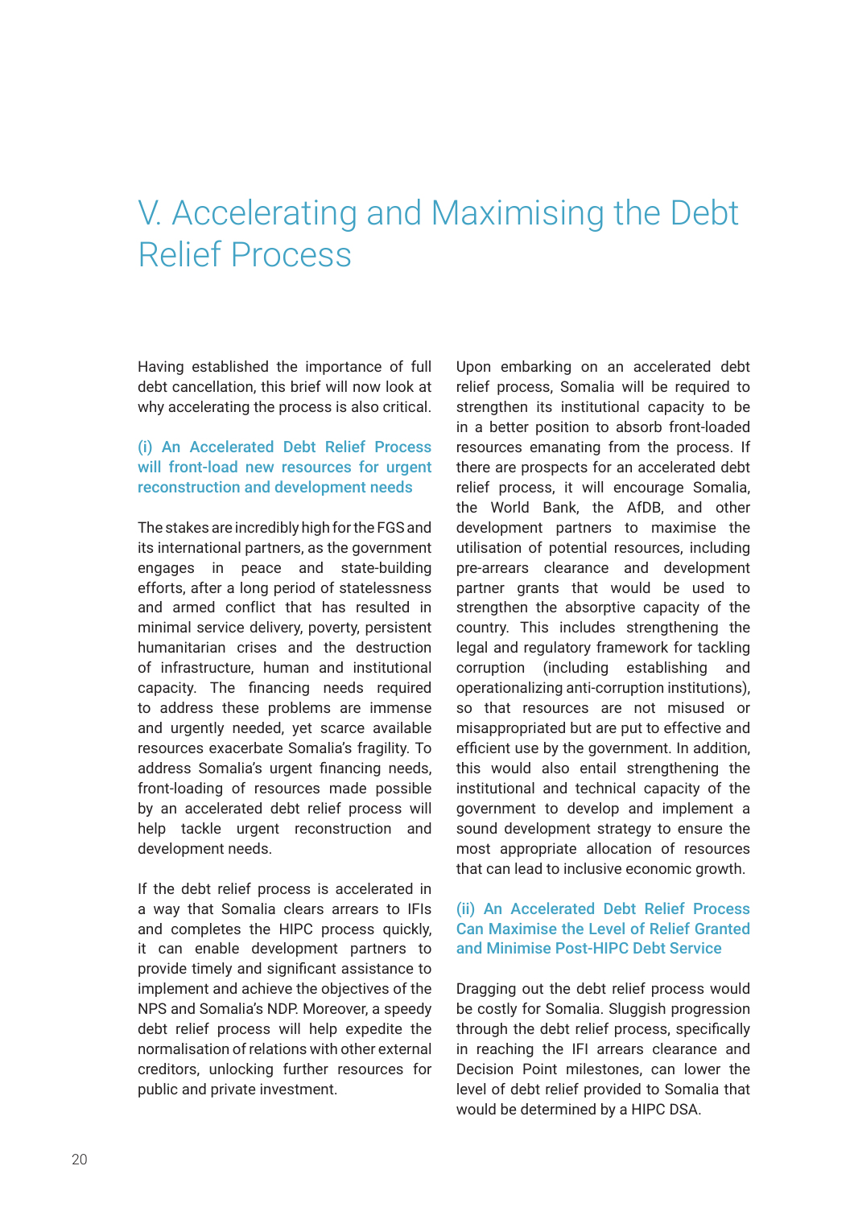# V. Accelerating and Maximising the Debt Relief Process

Having established the importance of full debt cancellation, this brief will now look at why accelerating the process is also critical.

### (i) An Accelerated Debt Relief Process will front-load new resources for urgent reconstruction and development needs

The stakes are incredibly high for the FGS and its international partners, as the government engages in peace and state-building efforts, after a long period of statelessness and armed conflict that has resulted in minimal service delivery, poverty, persistent humanitarian crises and the destruction of infrastructure, human and institutional capacity. The financing needs required to address these problems are immense and urgently needed, yet scarce available resources exacerbate Somalia's fragility. To address Somalia's urgent financing needs, front-loading of resources made possible by an accelerated debt relief process will help tackle urgent reconstruction and development needs.

If the debt relief process is accelerated in a way that Somalia clears arrears to IFIs and completes the HIPC process quickly, it can enable development partners to provide timely and significant assistance to implement and achieve the objectives of the NPS and Somalia's NDP. Moreover, a speedy debt relief process will help expedite the normalisation of relations with other external creditors, unlocking further resources for public and private investment.

Upon embarking on an accelerated debt relief process, Somalia will be required to strengthen its institutional capacity to be in a better position to absorb front-loaded resources emanating from the process. If there are prospects for an accelerated debt relief process, it will encourage Somalia, the World Bank, the AfDB, and other development partners to maximise the utilisation of potential resources, including pre-arrears clearance and development partner grants that would be used to strengthen the absorptive capacity of the country. This includes strengthening the legal and regulatory framework for tackling corruption (including establishing and operationalizing anti-corruption institutions), so that resources are not misused or misappropriated but are put to effective and efficient use by the government. In addition, this would also entail strengthening the institutional and technical capacity of the government to develop and implement a sound development strategy to ensure the most appropriate allocation of resources that can lead to inclusive economic growth.

### (ii) An Accelerated Debt Relief Process Can Maximise the Level of Relief Granted and Minimise Post-HIPC Debt Service

Dragging out the debt relief process would be costly for Somalia. Sluggish progression through the debt relief process, specifically in reaching the IFI arrears clearance and Decision Point milestones, can lower the level of debt relief provided to Somalia that would be determined by a HIPC DSA.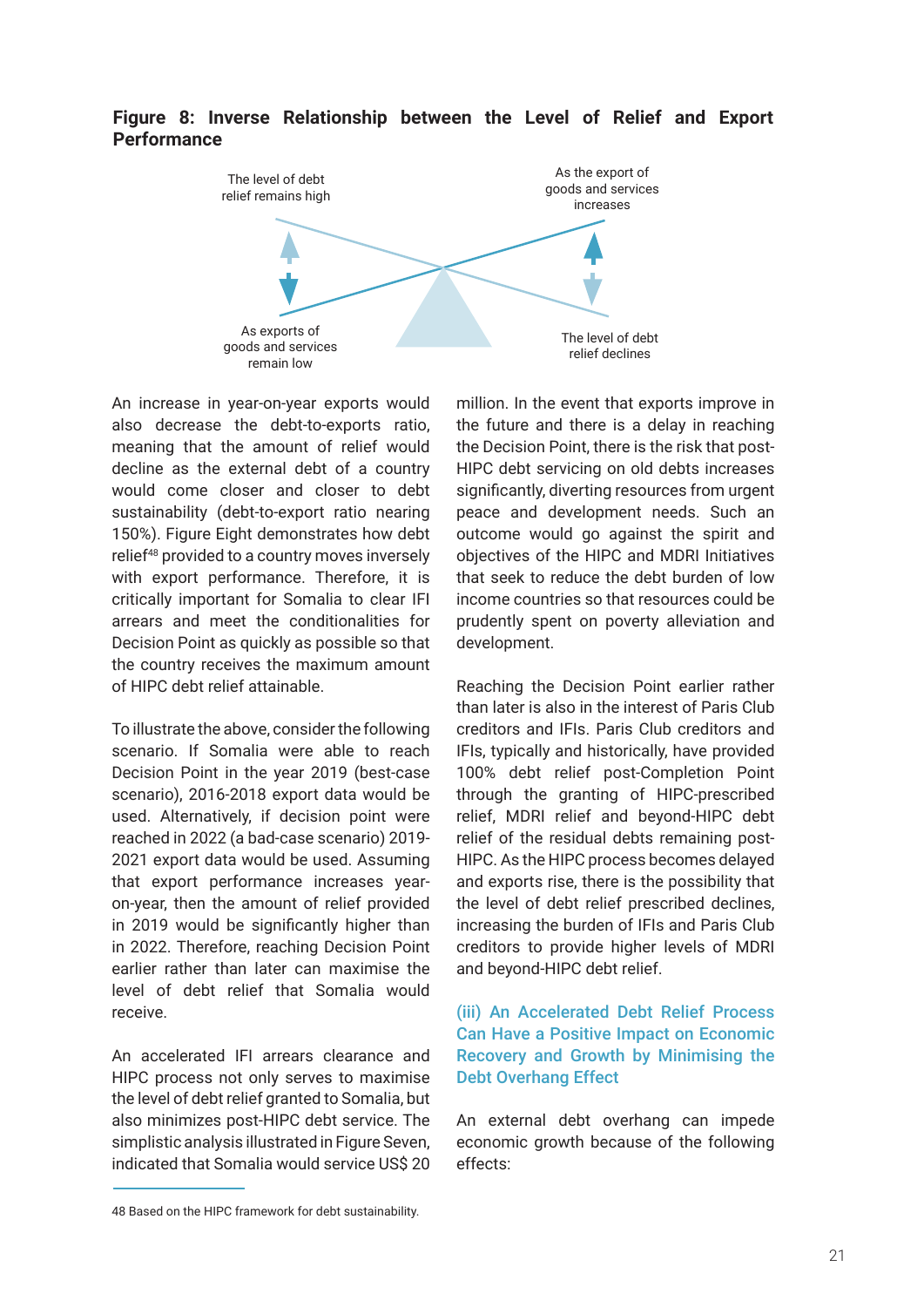**Figure 8: Inverse Relationship between the Level of Relief and Export Performance**

The level of debt relief remains high

As the export of goods and services increases

As exports of goods and services remain low

The level of debt relief declines

An increase in year-on-year exports would also decrease the debt-to-exports ratio, meaning that the amount of relief would decline as the external debt of a country would come closer and closer to debt sustainability (debt-to-export ratio nearing 150%). Figure Eight demonstrates how debt relief[48] provided to a country moves inversely with export performance. Therefore, it is critically important for Somalia to clear IFI arrears and meet the conditionalities for Decision Point as quickly as possible so that the country receives the maximum amount of HIPC debt relief attainable.

To illustrate the above, consider the following scenario. If Somalia were able to reach Decision Point in the year 2019 (best-case scenario), 2016-2018 export data would be used. Alternatively, if decision point were reached in 2022 (a bad-case scenario) 2019-2021 export data would be used. Assuming that export performance increases year-on-year, then the amount of relief provided in 2019 would be significantly higher than in 2022. Therefore, reaching Decision Point earlier rather than later can maximise the level of debt relief that Somalia would receive.

An accelerated IFI arrears clearance and HIPC process not only serves to maximise the level of debt relief granted to Somalia, but also minimizes post-HIPC debt service. The simplistic analysis illustrated in Figure Seven, indicated that Somalia would service US$ 20 million. In the event that exports improve in the future and there is a delay in reaching the Decision Point, there is the risk that post-HIPC debt servicing on old debts increases significantly, diverting resources from urgent peace and development needs. Such an outcome would go against the spirit and objectives of the HIPC and MDRI Initiatives that seek to reduce the debt burden of low income countries so that resources could be prudently spent on poverty alleviation and development.

Reaching the Decision Point earlier rather than later is also in the interest of Paris Club creditors and IFIs. Paris Club creditors and IFIs, typically and historically, have provided 100% debt relief post-Completion Point through the granting of HIPC-prescribed relief, MDRI relief and beyond-HIPC debt relief of the residual debts remaining post-HIPC. As the HIPC process becomes delayed and exports rise, there is the possibility that the level of debt relief prescribed declines, increasing the burden of IFIs and Paris Club creditors to provide higher levels of MDRI and beyond-HIPC debt relief.

### (iii) An Accelerated Debt Relief Process Can Have a Positive Impact on Economic Recovery and Growth by Minimising the Debt Overhang Effect

An external debt overhang can impede economic growth because of the following effects:

48 Based on the HIPC framework for debt sustainability.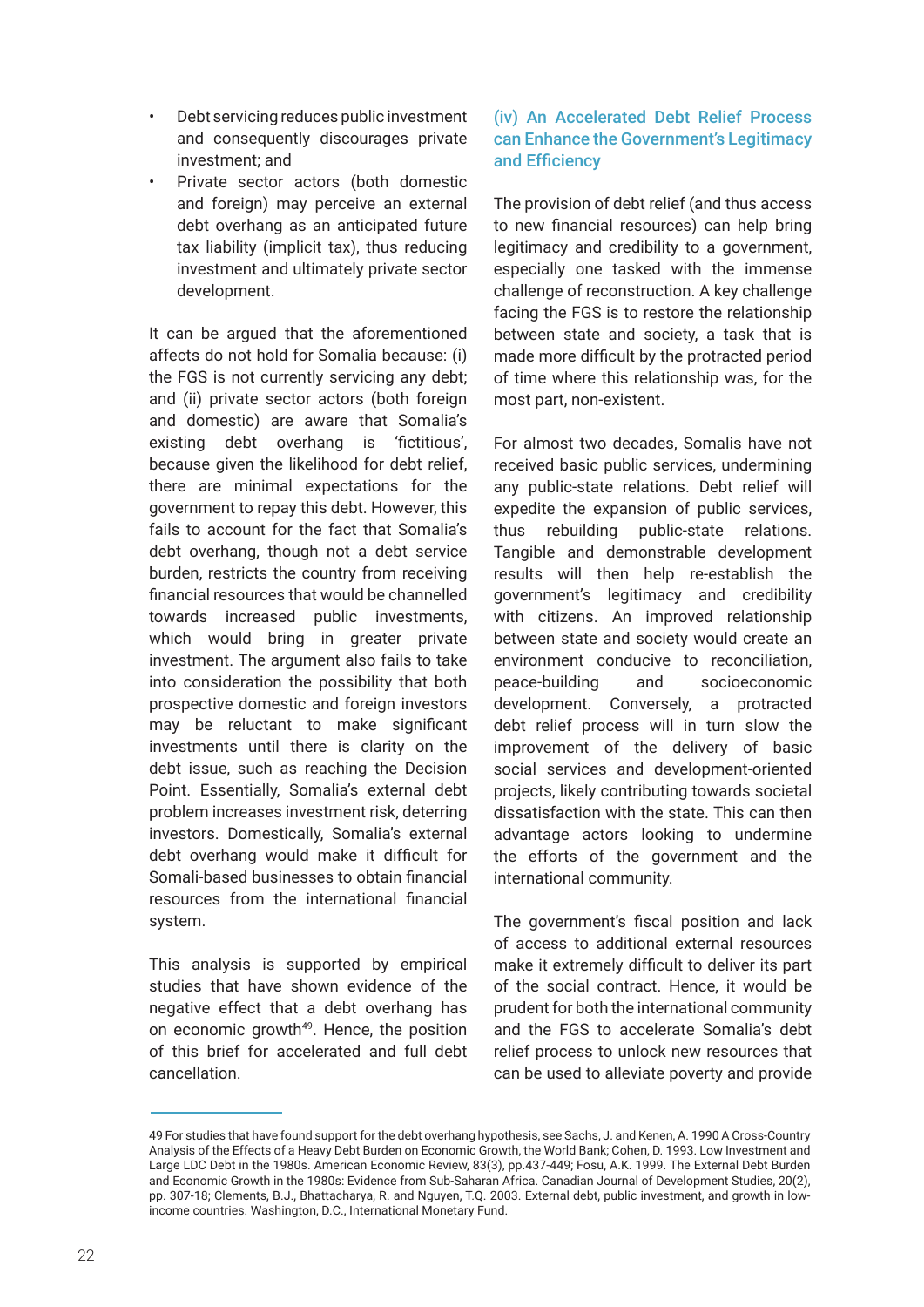- Debt servicing reduces public investment and consequently discourages private investment; and
- Private sector actors (both domestic and foreign) may perceive an external debt overhang as an anticipated future tax liability (implicit tax), thus reducing investment and ultimately private sector development.

It can be argued that the aforementioned affects do not hold for Somalia because: (i) the FGS is not currently servicing any debt; and (ii) private sector actors (both foreign and domestic) are aware that Somalia's existing debt overhang is 'fictitious', because given the likelihood for debt relief, there are minimal expectations for the government to repay this debt. However, this fails to account for the fact that Somalia's debt overhang, though not a debt service burden, restricts the country from receiving financial resources that would be channelled towards increased public investments, which would bring in greater private investment. The argument also fails to take into consideration the possibility that both prospective domestic and foreign investors may be reluctant to make significant investments until there is clarity on the debt issue, such as reaching the Decision Point. Essentially, Somalia's external debt problem increases investment risk, deterring investors. Domestically, Somalia's external debt overhang would make it difficult for Somali-based businesses to obtain financial resources from the international financial system.

This analysis is supported by empirical studies that have shown evidence of the negative effect that a debt overhang has on economic growth[49]. Hence, the position of this brief for accelerated and full debt cancellation.

### (iv) An Accelerated Debt Relief Process can Enhance the Government's Legitimacy and Efficiency

The provision of debt relief (and thus access to new financial resources) can help bring legitimacy and credibility to a government, especially one tasked with the immense challenge of reconstruction. A key challenge facing the FGS is to restore the relationship between state and society, a task that is made more difficult by the protracted period of time where this relationship was, for the most part, non-existent.

For almost two decades, Somalis have not received basic public services, undermining any public-state relations. Debt relief will expedite the expansion of public services, thus rebuilding public-state relations. Tangible and demonstrable development results will then help re-establish the government's legitimacy and credibility with citizens. An improved relationship between state and society would create an environment conducive to reconciliation, peace-building and socioeconomic development. Conversely, a protracted debt relief process will in turn slow the improvement of the delivery of basic social services and development-oriented projects, likely contributing towards societal dissatisfaction with the state. This can then advantage actors looking to undermine the efforts of the government and the international community.

The government's fiscal position and lack of access to additional external resources make it extremely difficult to deliver its part of the social contract. Hence, it would be prudent for both the international community and the FGS to accelerate Somalia's debt relief process to unlock new resources that can be used to alleviate poverty and provide

---

49 For studies that have found support for the debt overhang hypothesis, see Sachs, J. and Kenen, A. 1990 A Cross-Country Analysis of the Effects of a Heavy Debt Burden on Economic Growth, the World Bank; Cohen, D. 1993. Low Investment and Large LDC Debt in the 1980s. American Economic Review, 83(3), pp.437-449; Fosu, A.K. 1999. The External Debt Burden and Economic Growth in the 1980s: Evidence from Sub-Saharan Africa. Canadian Journal of Development Studies, 20(2), pp. 307-18; Clements, B.J., Bhattacharya, R. and Nguyen, T.Q. 2003. External debt, public investment, and growth in low-income countries. Washington, D.C., International Monetary Fund.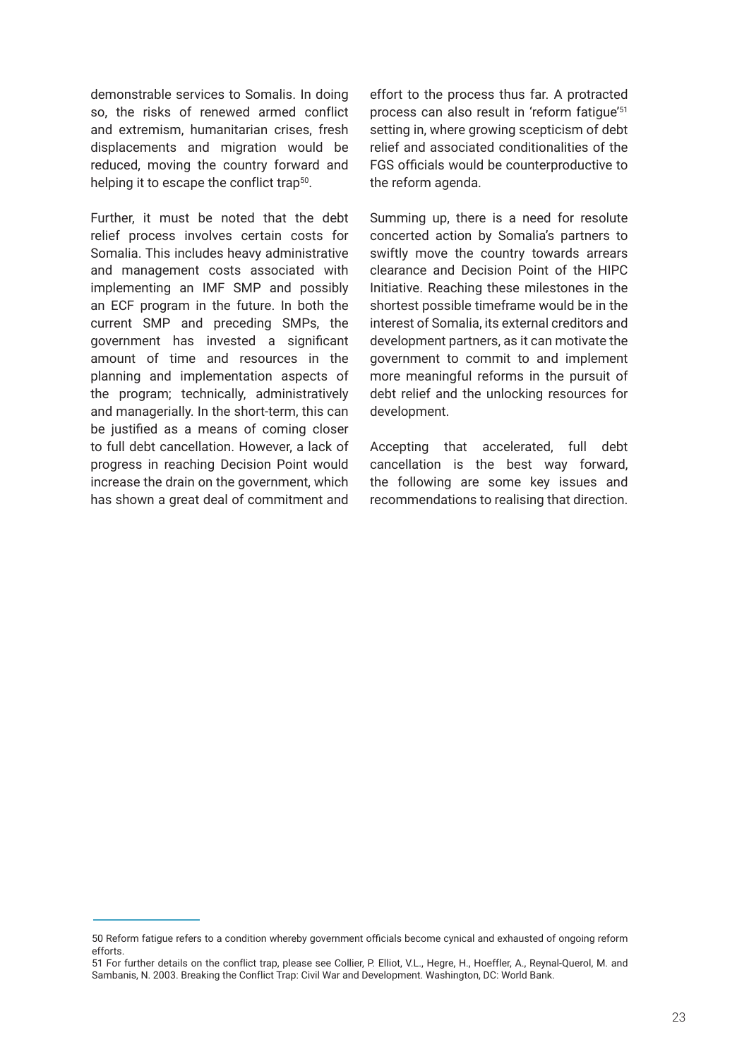demonstrable services to Somalis. In doing so, the risks of renewed armed conflict and extremism, humanitarian crises, fresh displacements and migration would be reduced, moving the country forward and helping it to escape the conflict trap[50].

Further, it must be noted that the debt relief process involves certain costs for Somalia. This includes heavy administrative and management costs associated with implementing an IMF SMP and possibly an ECF program in the future. In both the current SMP and preceding SMPs, the government has invested a significant amount of time and resources in the planning and implementation aspects of the program; technically, administratively and managerially. In the short-term, this can be justified as a means of coming closer to full debt cancellation. However, a lack of progress in reaching Decision Point would increase the drain on the government, which has shown a great deal of commitment and effort to the process thus far. A protracted process can also result in 'reform fatigue'[51] setting in, where growing scepticism of debt relief and associated conditionalities of the FGS officials would be counterproductive to the reform agenda.

Summing up, there is a need for resolute concerted action by Somalia's partners to swiftly move the country towards arrears clearance and Decision Point of the HIPC Initiative. Reaching these milestones in the shortest possible timeframe would be in the interest of Somalia, its external creditors and development partners, as it can motivate the government to commit to and implement more meaningful reforms in the pursuit of debt relief and the unlocking resources for development.

Accepting that accelerated, full debt cancellation is the best way forward, the following are some key issues and recommendations to realising that direction.

---

50 Reform fatigue refers to a condition whereby government officials become cynical and exhausted of ongoing reform efforts.

51 For further details on the conflict trap, please see Collier, P. Elliot, V.L., Hegre, H., Hoeffler, A., Reynal-Querol, M. and Sambanis, N. 2003. Breaking the Conflict Trap: Civil War and Development. Washington, DC: World Bank.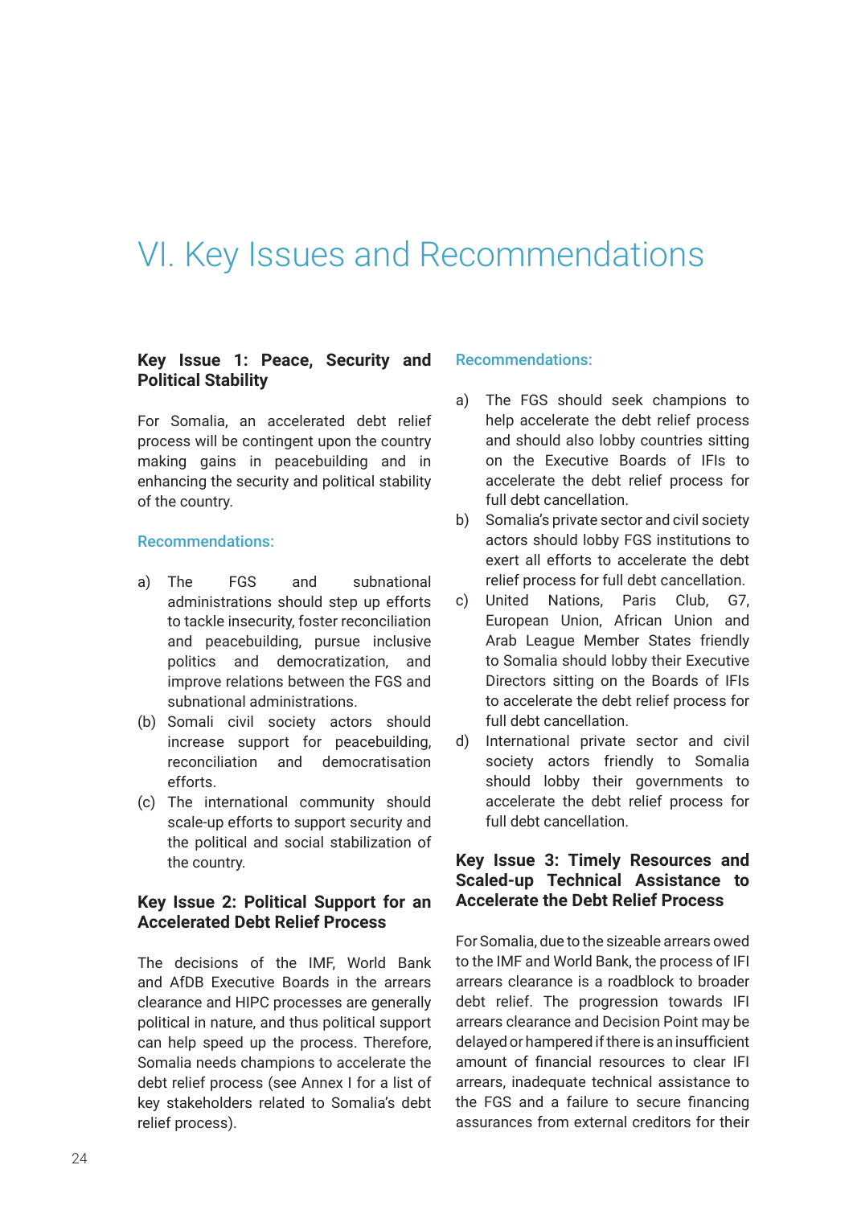# VI. Key Issues and Recommendations

### Key Issue 1: Peace, Security and Political Stability

For Somalia, an accelerated debt relief process will be contingent upon the country making gains in peacebuilding and in enhancing the security and political stability of the country.

**Recommendations:**

a) The FGS and subnational administrations should step up efforts to tackle insecurity, foster reconciliation and peacebuilding, pursue inclusive politics and democratization, and improve relations between the FGS and subnational administrations.

(b) Somali civil society actors should increase support for peacebuilding, reconciliation and democratisation efforts.

(c) The international community should scale-up efforts to support security and the political and social stabilization of the country.

### Key Issue 2: Political Support for an Accelerated Debt Relief Process

The decisions of the IMF, World Bank and AfDB Executive Boards in the arrears clearance and HIPC processes are generally political in nature, and thus political support can help speed up the process. Therefore, Somalia needs champions to accelerate the debt relief process (see Annex I for a list of key stakeholders related to Somalia's debt relief process).

**Recommendations:**

a) The FGS should seek champions to help accelerate the debt relief process and should also lobby countries sitting on the Executive Boards of IFIs to accelerate the debt relief process for full debt cancellation.

b) Somalia's private sector and civil society actors should lobby FGS institutions to exert all efforts to accelerate the debt relief process for full debt cancellation.

c) United Nations, Paris Club, G7, European Union, African Union and Arab League Member States friendly to Somalia should lobby their Executive Directors sitting on the Boards of IFIs to accelerate the debt relief process for full debt cancellation.

d) International private sector and civil society actors friendly to Somalia should lobby their governments to accelerate the debt relief process for full debt cancellation.

### Key Issue 3: Timely Resources and Scaled-up Technical Assistance to Accelerate the Debt Relief Process

For Somalia, due to the sizeable arrears owed to the IMF and World Bank, the process of IFI arrears clearance is a roadblock to broader debt relief. The progression towards IFI arrears clearance and Decision Point may be delayed or hampered if there is an insufficient amount of financial resources to clear IFI arrears, inadequate technical assistance to the FGS and a failure to secure financing assurances from external creditors for their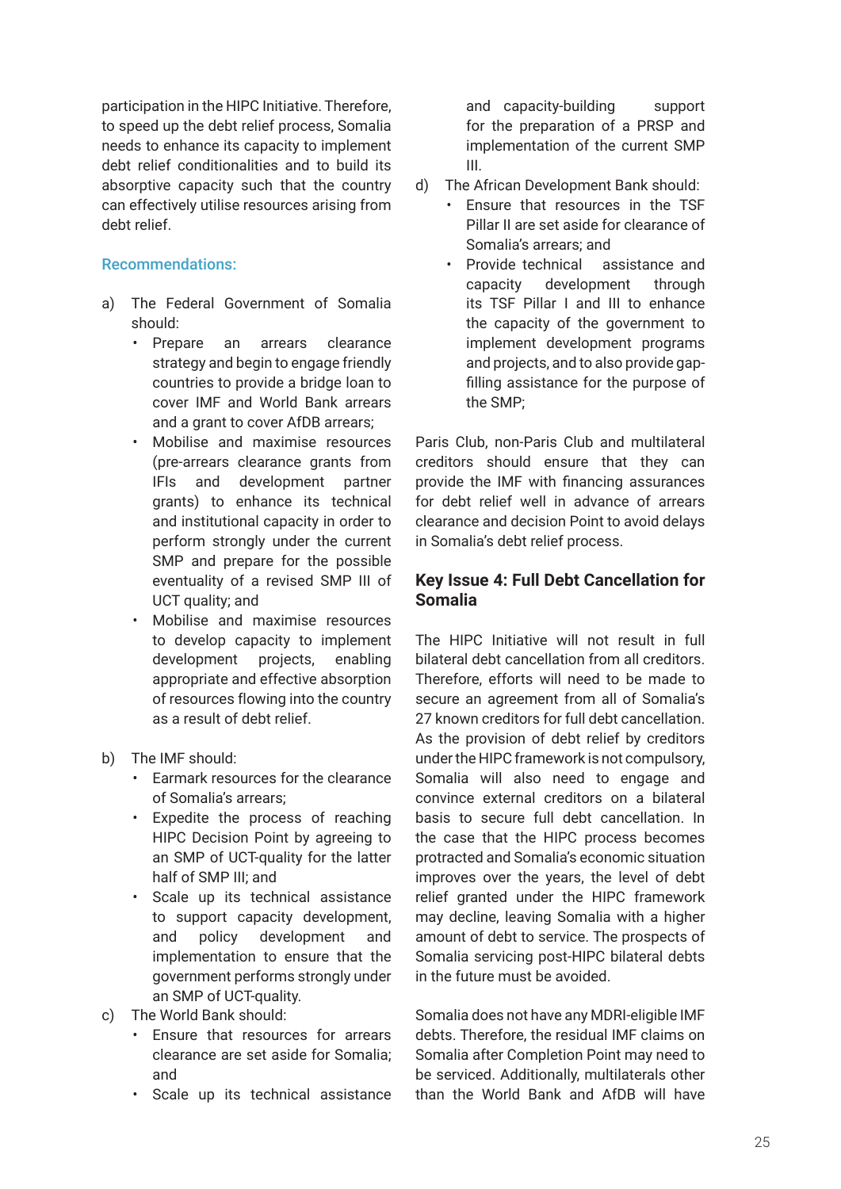participation in the HIPC Initiative. Therefore, to speed up the debt relief process, Somalia needs to enhance its capacity to implement debt relief conditionalities and to build its absorptive capacity such that the country can effectively utilise resources arising from debt relief.

### Recommendations:

a) The Federal Government of Somalia should:
   - Prepare an arrears clearance strategy and begin to engage friendly countries to provide a bridge loan to cover IMF and World Bank arrears and a grant to cover AfDB arrears;
   - Mobilise and maximise resources (pre-arrears clearance grants from IFIs and development partner grants) to enhance its technical and institutional capacity in order to perform strongly under the current SMP and prepare for the possible eventuality of a revised SMP III of UCT quality; and
   - Mobilise and maximise resources to develop capacity to implement development projects, enabling appropriate and effective absorption of resources flowing into the country as a result of debt relief.

b) The IMF should:
   - Earmark resources for the clearance of Somalia's arrears;
   - Expedite the process of reaching HIPC Decision Point by agreeing to an SMP of UCT-quality for the latter half of SMP III; and
   - Scale up its technical assistance to support capacity development, and policy development and implementation to ensure that the government performs strongly under an SMP of UCT-quality.

c) The World Bank should:
   - Ensure that resources for arrears clearance are set aside for Somalia; and
   - Scale up its technical assistance and capacity-building support for the preparation of a PRSP and implementation of the current SMP III.

d) The African Development Bank should:
   - Ensure that resources in the TSF Pillar II are set aside for clearance of Somalia's arrears; and
   - Provide technical assistance and capacity development through its TSF Pillar I and III to enhance the capacity of the government to implement development programs and projects, and to also provide gap-filling assistance for the purpose of the SMP;

Paris Club, non-Paris Club and multilateral creditors should ensure that they can provide the IMF with financing assurances for debt relief well in advance of arrears clearance and decision Point to avoid delays in Somalia's debt relief process.

## Key Issue 4: Full Debt Cancellation for Somalia

The HIPC Initiative will not result in full bilateral debt cancellation from all creditors. Therefore, efforts will need to be made to secure an agreement from all of Somalia's 27 known creditors for full debt cancellation. As the provision of debt relief by creditors under the HIPC framework is not compulsory, Somalia will also need to engage and convince external creditors on a bilateral basis to secure full debt cancellation. In the case that the HIPC process becomes protracted and Somalia's economic situation improves over the years, the level of debt relief granted under the HIPC framework may decline, leaving Somalia with a higher amount of debt to service. The prospects of Somalia servicing post-HIPC bilateral debts in the future must be avoided.

Somalia does not have any MDRI-eligible IMF debts. Therefore, the residual IMF claims on Somalia after Completion Point may need to be serviced. Additionally, multilaterals other than the World Bank and AfDB will have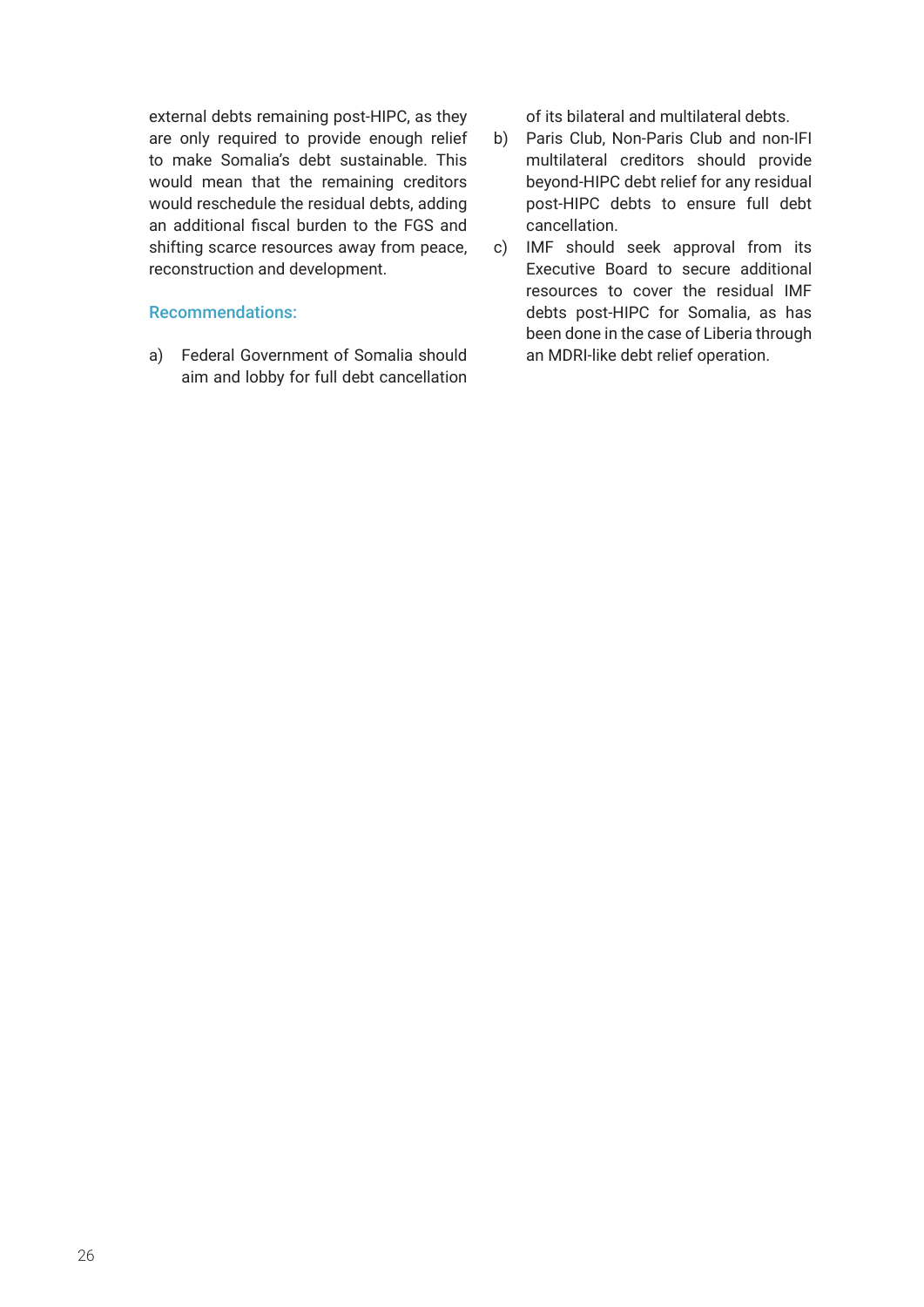external debts remaining post-HIPC, as they are only required to provide enough relief to make Somalia's debt sustainable. This would mean that the remaining creditors would reschedule the residual debts, adding an additional fiscal burden to the FGS and shifting scarce resources away from peace, reconstruction and development.

### Recommendations:

a) Federal Government of Somalia should aim and lobby for full debt cancellation of its bilateral and multilateral debts.

b) Paris Club, Non-Paris Club and non-IFI multilateral creditors should provide beyond-HIPC debt relief for any residual post-HIPC debts to ensure full debt cancellation.

c) IMF should seek approval from its Executive Board to secure additional resources to cover the residual IMF debts post-HIPC for Somalia, as has been done in the case of Liberia through an MDRI-like debt relief operation.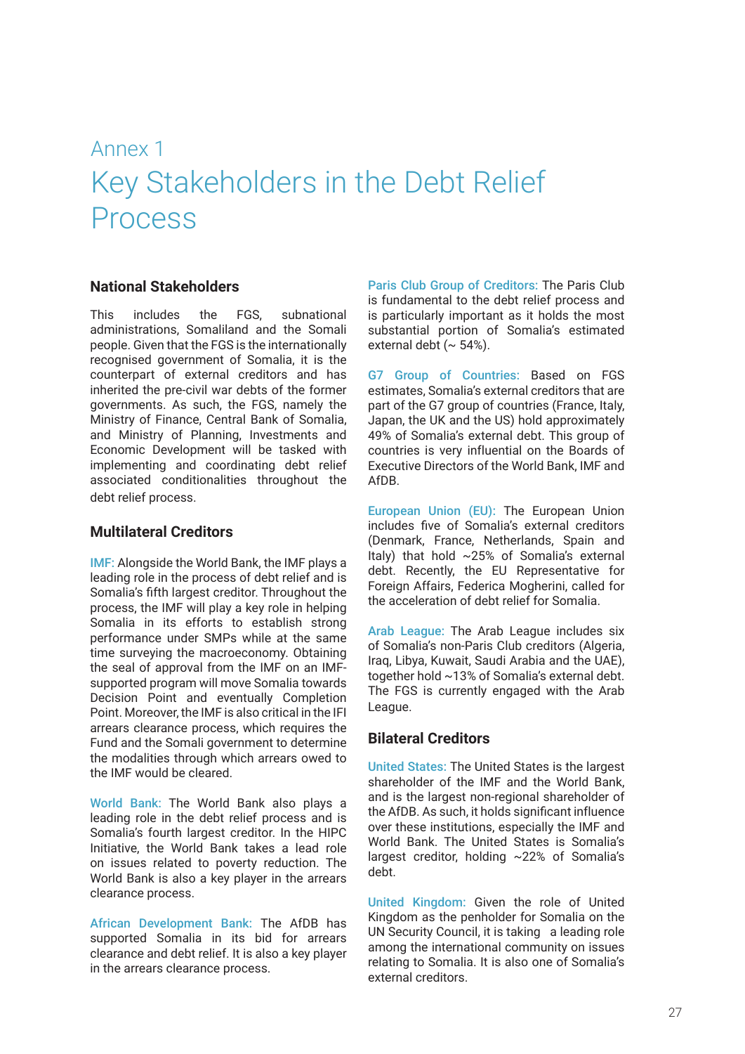# Annex 1

# Key Stakeholders in the Debt Relief Process

## National Stakeholders

This includes the FGS, subnational administrations, Somaliland and the Somali people. Given that the FGS is the internationally recognised government of Somalia, it is the counterpart of external creditors and has inherited the pre-civil war debts of the former governments. As such, the FGS, namely the Ministry of Finance, Central Bank of Somalia, and Ministry of Planning, Investments and Economic Development will be tasked with implementing and coordinating debt relief associated conditionalities throughout the debt relief process.

## Multilateral Creditors

IMF: Alongside the World Bank, the IMF plays a leading role in the process of debt relief and is Somalia's fifth largest creditor. Throughout the process, the IMF will play a key role in helping Somalia in its efforts to establish strong performance under SMPs while at the same time surveying the macroeconomy. Obtaining the seal of approval from the IMF on an IMF-supported program will move Somalia towards Decision Point and eventually Completion Point. Moreover, the IMF is also critical in the IFI arrears clearance process, which requires the Fund and the Somali government to determine the modalities through which arrears owed to the IMF would be cleared.

World Bank: The World Bank also plays a leading role in the debt relief process and is Somalia's fourth largest creditor. In the HIPC Initiative, the World Bank takes a lead role on issues related to poverty reduction. The World Bank is also a key player in the arrears clearance process.

African Development Bank: The AfDB has supported Somalia in its bid for arrears clearance and debt relief. It is also a key player in the arrears clearance process.

Paris Club Group of Creditors: The Paris Club is fundamental to the debt relief process and is particularly important as it holds the most substantial portion of Somalia's estimated external debt (~ 54%).

G7 Group of Countries: Based on FGS estimates, Somalia's external creditors that are part of the G7 group of countries (France, Italy, Japan, the UK and the US) hold approximately 49% of Somalia's external debt. This group of countries is very influential on the Boards of Executive Directors of the World Bank, IMF and AfDB.

European Union (EU): The European Union includes five of Somalia's external creditors (Denmark, France, Netherlands, Spain and Italy) that hold ~25% of Somalia's external debt. Recently, the EU Representative for Foreign Affairs, Federica Mogherini, called for the acceleration of debt relief for Somalia.

Arab League: The Arab League includes six of Somalia's non-Paris Club creditors (Algeria, Iraq, Libya, Kuwait, Saudi Arabia and the UAE), together hold ~13% of Somalia's external debt. The FGS is currently engaged with the Arab League.

## Bilateral Creditors

United States: The United States is the largest shareholder of the IMF and the World Bank, and is the largest non-regional shareholder of the AfDB. As such, it holds significant influence over these institutions, especially the IMF and World Bank. The United States is Somalia's largest creditor, holding ~22% of Somalia's debt.

United Kingdom: Given the role of United Kingdom as the penholder for Somalia on the UN Security Council, it is taking a leading role among the international community on issues relating to Somalia. It is also one of Somalia's external creditors.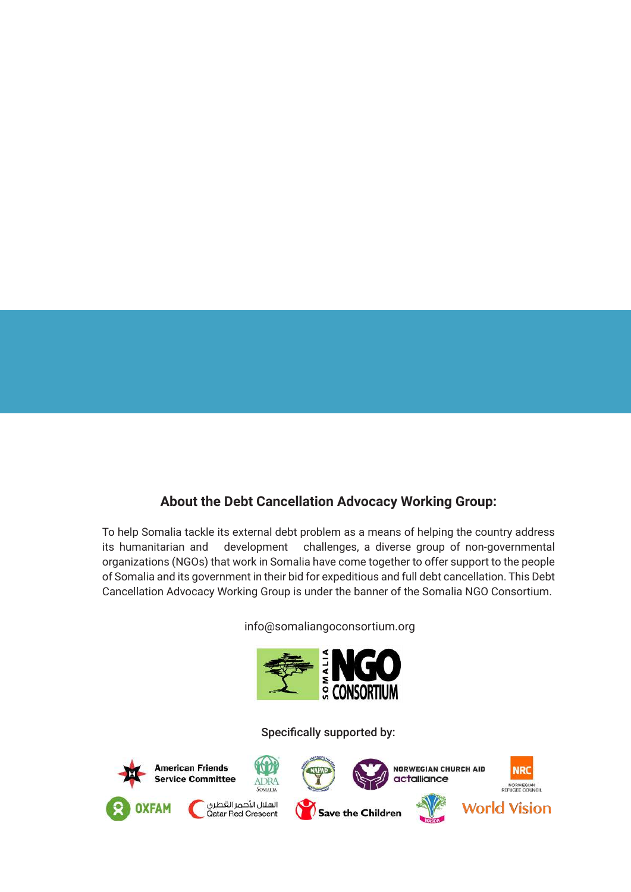## About the Debt Cancellation Advocacy Working Group:

To help Somalia tackle its external debt problem as a means of helping the country address its humanitarian and development challenges, a diverse group of non-governmental organizations (NGOs) that work in Somalia have come together to offer support to the people of Somalia and its government in their bid for expeditious and full debt cancellation. This Debt Cancellation Advocacy Working Group is under the banner of the Somalia NGO Consortium.

info@somaliangoconsortium.org

SOMALIA NGO CONSORTIUM

Specifically supported by:

American Friends Service Committee
ADRA Somalia
NAPAD
Norwegian Church Aid actalliance
NRC Norwegian Refugee Council
OXFAM
الهلال الأحمر القطري Qatar Red Crescent
Save the Children
WASDA
World Vision